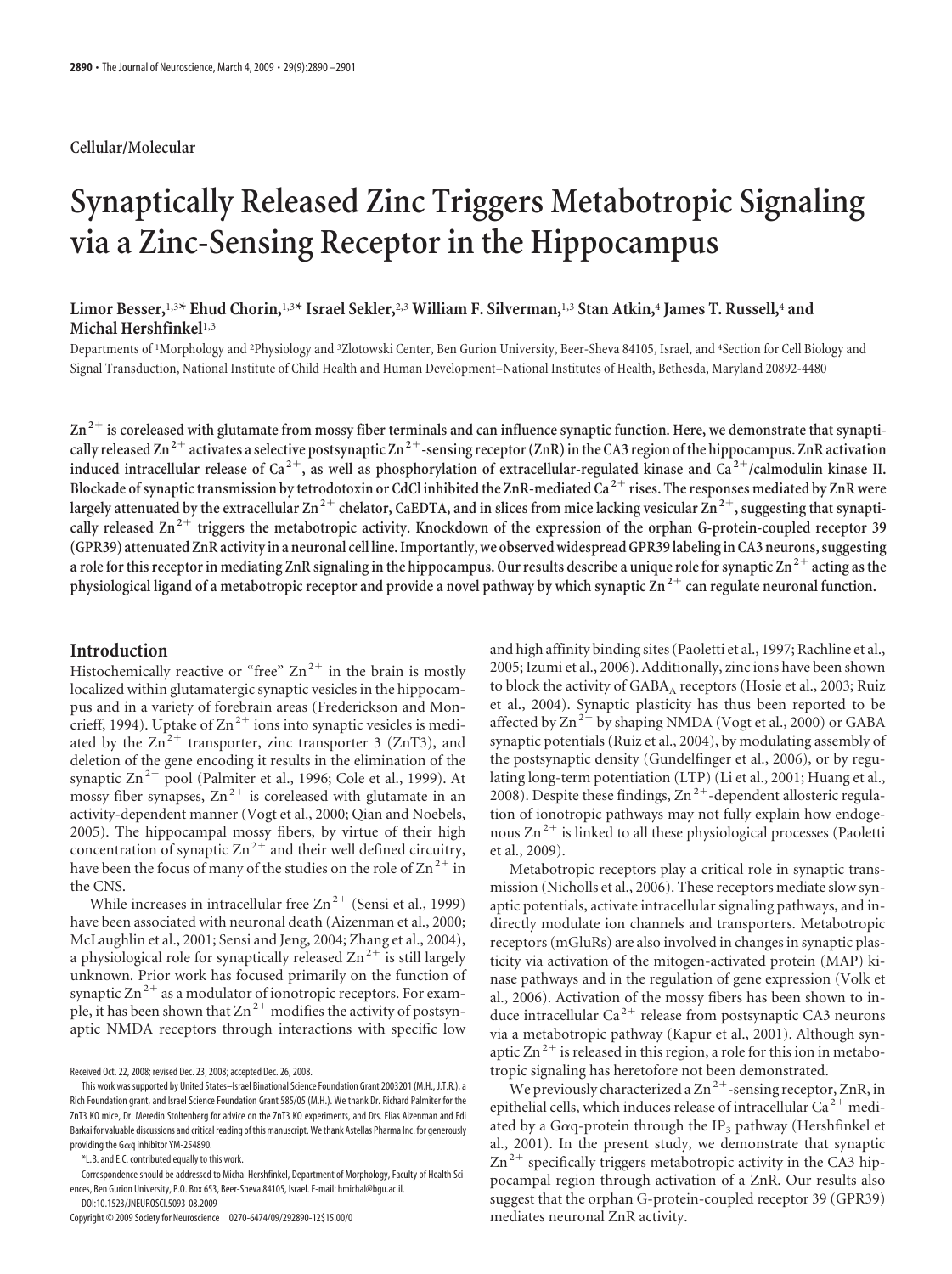Cellular/Molecular

# Synaptically Released Zinc Triggers Metabotropic Signaling via a Zinc-Sensing Receptor in the Hippocampus

**Limor Besser,[1,3]* Ehud Chorin,[1,3]* Israel Sekler,[2,3] William F. Silverman,[1,3] Stan Atkin,[4] James T. Russell,[4] and Michal Hershfinkel[1,3]**

Departments of [1]Morphology and [2]Physiology and [3]Zlotowski Center, Ben Gurion University, Beer-Sheva 84105, Israel, and [4]Section for Cell Biology and Signal Transduction, National Institute of Child Health and Human Development–National Institutes of Health, Bethesda, Maryland 20892-4480

**$Zn^{2+}$ is coreleased with glutamate from mossy fiber terminals and can influence synaptic function. Here, we demonstrate that synaptically released $Zn^{2+}$ activates a selective postsynaptic $Zn^{2+}$-sensing receptor (ZnR) in the CA3 region of the hippocampus. ZnR activation induced intracellular release of $Ca^{2+}$, as well as phosphorylation of extracellular-regulated kinase and $Ca^{2+}$/calmodulin kinase II. Blockade of synaptic transmission by tetrodotoxin or CdCl inhibited the ZnR-mediated $Ca^{2+}$ rises. The responses mediated by ZnR were largely attenuated by the extracellular $Zn^{2+}$ chelator, CaEDTA, and in slices from mice lacking vesicular $Zn^{2+}$, suggesting that synaptically released $Zn^{2+}$ triggers the metabotropic activity. Knockdown of the expression of the orphan G-protein-coupled receptor 39 (GPR39) attenuated ZnR activity in a neuronal cell line. Importantly, we observed widespread GPR39 labeling in CA3 neurons, suggesting a role for this receptor in mediating ZnR signaling in the hippocampus. Our results describe a unique role for synaptic $Zn^{2+}$ acting as the physiological ligand of a metabotropic receptor and provide a novel pathway by which synaptic $Zn^{2+}$ can regulate neuronal function.**

## Introduction

Histochemically reactive or "free" $Zn^{2+}$ in the brain is mostly localized within glutamatergic synaptic vesicles in the hippocampus and in a variety of forebrain areas (Frederickson and Moncrieff, 1994). Uptake of $Zn^{2+}$ ions into synaptic vesicles is mediated by the $Zn^{2+}$ transporter, zinc transporter 3 (ZnT3), and deletion of the gene encoding it results in the elimination of the synaptic $Zn^{2+}$ pool (Palmiter et al., 1996; Cole et al., 1999). At mossy fiber synapses, $Zn^{2+}$ is coreleased with glutamate in an activity-dependent manner (Vogt et al., 2000; Qian and Noebels, 2005). The hippocampal mossy fibers, by virtue of their high concentration of synaptic $Zn^{2+}$ and their well defined circuitry, have been the focus of many of the studies on the role of $Zn^{2+}$ in the CNS.

While increases in intracellular free $Zn^{2+}$ (Sensi et al., 1999) have been associated with neuronal death (Aizenman et al., 2000; McLaughlin et al., 2001; Sensi and Jeng, 2004; Zhang et al., 2004), a physiological role for synaptically released $Zn^{2+}$ is still largely unknown. Prior work has focused primarily on the function of synaptic $Zn^{2+}$ as a modulator of ionotropic receptors. For example, it has been shown that $Zn^{2+}$ modifies the activity of postsynaptic NMDA receptors through interactions with specific low and high affinity binding sites (Paoletti et al., 1997; Rachline et al., 2005; Izumi et al., 2006). Additionally, zinc ions have been shown to block the activity of $GABA_A$ receptors (Hosie et al., 2003; Ruiz et al., 2004). Synaptic plasticity has thus been reported to be affected by $Zn^{2+}$ by shaping NMDA (Vogt et al., 2000) or GABA synaptic potentials (Ruiz et al., 2004), by modulating assembly of the postsynaptic density (Gundelfinger et al., 2006), or by regulating long-term potentiation (LTP) (Li et al., 2001; Huang et al., 2008). Despite these findings, $Zn^{2+}$-dependent allosteric regulation of ionotropic pathways may not fully explain how endogenous $Zn^{2+}$ is linked to all these physiological processes (Paoletti et al., 2009).

Metabotropic receptors play a critical role in synaptic transmission (Nicholls et al., 2006). These receptors mediate slow synaptic potentials, activate intracellular signaling pathways, and indirectly modulate ion channels and transporters. Metabotropic receptors (mGluRs) are also involved in changes in synaptic plasticity via activation of the mitogen-activated protein (MAP) kinase pathways and in the regulation of gene expression (Volk et al., 2006). Activation of the mossy fibers has been shown to induce intracellular $Ca^{2+}$ release from postsynaptic CA3 neurons via a metabotropic pathway (Kapur et al., 2001). Although synaptic $Zn^{2+}$ is released in this region, a role for this ion in metabotropic signaling has heretofore not been demonstrated.

We previously characterized a $Zn^{2+}$-sensing receptor, ZnR, in epithelial cells, which induces release of intracellular $Ca^{2+}$ mediated by a Gαq-protein through the $IP_3$ pathway (Hershfinkel et al., 2001). In the present study, we demonstrate that synaptic $Zn^{2+}$ specifically triggers metabotropic activity in the CA3 hippocampal region through activation of a ZnR. Our results also suggest that the orphan G-protein-coupled receptor 39 (GPR39) mediates neuronal ZnR activity.

Received Oct. 22, 2008; revised Dec. 23, 2008; accepted Dec. 26, 2008.

This work was supported by United States–Israel Binational Science Foundation Grant 2003201 (M.H., J.T.R.), a Rich Foundation grant, and Israel Science Foundation Grant 585/05 (M.H.). We thank Dr. Richard Palmiter for the ZnT3 KO mice, Dr. Meredin Stoltenberg for advice on the ZnT3 KO experiments, and Drs. Elias Aizenman and Edi Barkai for valuable discussions and critical reading of this manuscript. We thank Astellas Pharma Inc. for generously providing the Gαq inhibitor YM-254890.

*L.B. and E.C. contributed equally to this work.

Correspondence should be addressed to Michal Hershfinkel, Department of Morphology, Faculty of Health Sciences, Ben Gurion University, P.O. Box 653, Beer-Sheva 84105, Israel. E-mail: hmichal@bgu.ac.il.

DOI:10.1523/JNEUROSCI.5093-08.2009

Copyright © 2009 Society for Neuroscience 0270-6474/09/292890-12$15.00/0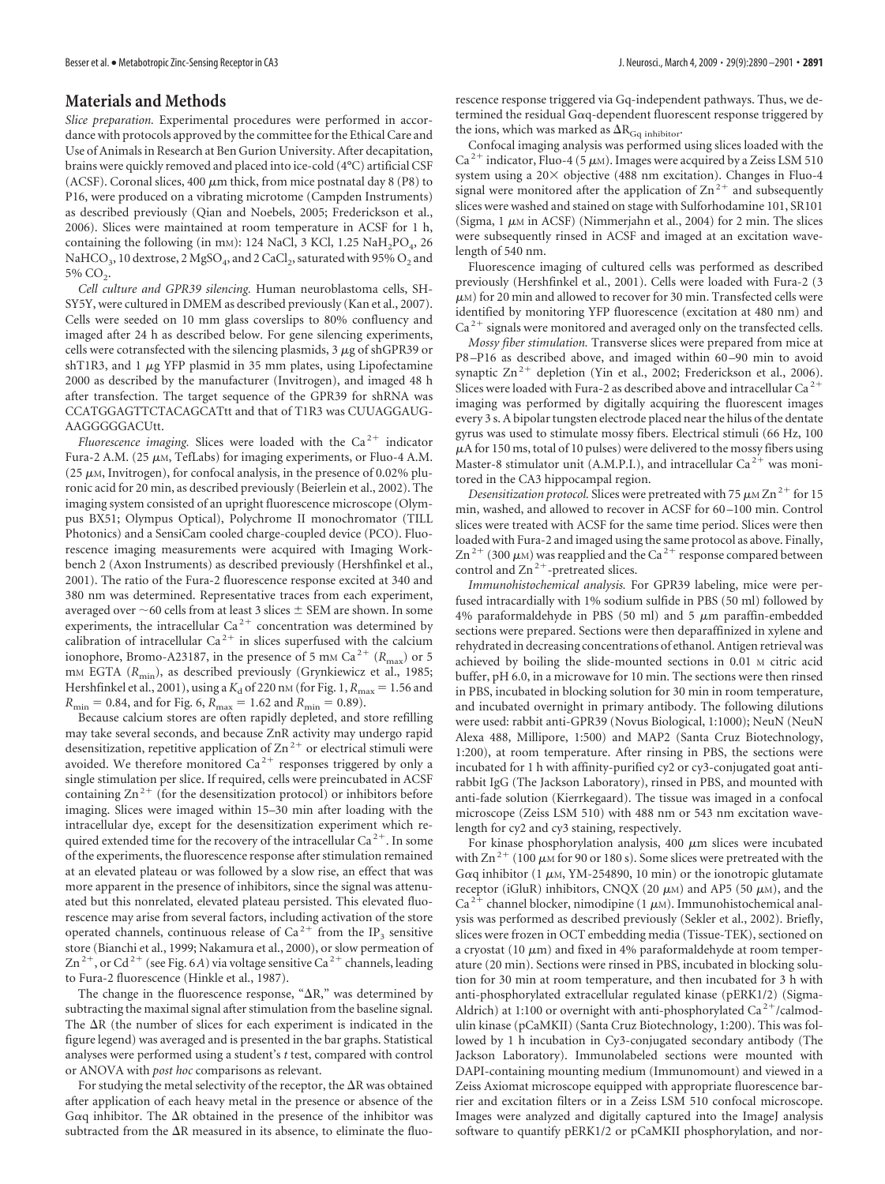## Materials and Methods

*Slice preparation.* Experimental procedures were performed in accordance with protocols approved by the committee for the Ethical Care and Use of Animals in Research at Ben Gurion University. After decapitation, brains were quickly removed and placed into ice-cold (4°C) artificial CSF (ACSF). Coronal slices, 400 μm thick, from mice postnatal day 8 (P8) to P16, were produced on a vibrating microtome (Campden Instruments) as described previously (Qian and Noebels, 2005; Frederickson et al., 2006). Slices were maintained at room temperature in ACSF for 1 h, containing the following (in mM): 124 NaCl, 3 KCl, 1.25 $NaH_2PO_4$, 26 $NaHCO_3$, 10 dextrose, 2 $MgSO_4$, and 2 $CaCl_2$, saturated with 95% $O_2$ and 5% $CO_2$.

*Cell culture and GPR39 silencing.* Human neuroblastoma cells, SH-SY5Y, were cultured in DMEM as described previously (Kan et al., 2007). Cells were seeded on 10 mm glass coverslips to 80% confluency and imaged after 24 h as described below. For gene silencing experiments, cells were cotransfected with the silencing plasmids, 3 μg of shGPR39 or shT1R3, and 1 μg YFP plasmid in 35 mm plates, using Lipofectamine 2000 as described by the manufacturer (Invitrogen), and imaged 48 h after transfection. The target sequence of the GPR39 for shRNA was CCATGGAGTTCTACAGCATtt and that of T1R3 was CUUAGGAUGAAGGGGGACUtt.

*Fluorescence imaging.* Slices were loaded with the $Ca^{2+}$ indicator Fura-2 A.M. (25 μM, TefLabs) for imaging experiments, or Fluo-4 A.M. (25 μM, Invitrogen), for confocal analysis, in the presence of 0.02% pluronic acid for 20 min, as described previously (Beierlein et al., 2002). The imaging system consisted of an upright fluorescence microscope (Olympus BX51; Olympus Optical), Polychrome II monochromator (TILL Photonics) and a SensiCam cooled charge-coupled device (PCO). Fluorescence imaging measurements were acquired with Imaging Workbench 2 (Axon Instruments) as described previously (Hershfinkel et al., 2001). The ratio of the Fura-2 fluorescence response excited at 340 and 380 nm was determined. Representative traces from each experiment, averaged over ~60 cells from at least 3 slices ± SEM are shown. In some experiments, the intracellular $Ca^{2+}$ concentration was determined by calibration of intracellular $Ca^{2+}$ in slices superfused with the calcium ionophore, Bromo-A23187, in the presence of 5 mM $Ca^{2+}$ ($R_{max}$) or 5 mM EGTA ($R_{min}$), as described previously (Grynkiewicz et al., 1985; Hershfinkel et al., 2001), using a $K_d$ of 220 nM (for Fig. 1, $R_{max}$ = 1.56 and $R_{min}$ = 0.84, and for Fig. 6, $R_{max}$ = 1.62 and $R_{min}$ = 0.89).

Because calcium stores are often rapidly depleted, and store refilling may take several seconds, and because ZnR activity may undergo rapid desensitization, repetitive application of $Zn^{2+}$ or electrical stimuli were avoided. We therefore monitored $Ca^{2+}$ responses triggered by only a single stimulation per slice. If required, cells were preincubated in ACSF containing $Zn^{2+}$ (for the desensitization protocol) or inhibitors before imaging. Slices were imaged within 15–30 min after loading with the intracellular dye, except for the desensitization experiment which required extended time for the recovery of the intracellular $Ca^{2+}$. In some of the experiments, the fluorescence response after stimulation remained at an elevated plateau or was followed by a slow rise, an effect that was more apparent in the presence of inhibitors, since the signal was attenuated but this nonrelated, elevated plateau persisted. This elevated fluorescence may arise from several factors, including activation of the store operated channels, continuous release of $Ca^{2+}$ from the $IP_3$ sensitive store (Bianchi et al., 1999; Nakamura et al., 2000), or slow permeation of $Zn^{2+}$, or $Cd^{2+}$ (see Fig. 6*A*) via voltage sensitive $Ca^{2+}$ channels, leading to Fura-2 fluorescence (Hinkle et al., 1987).

The change in the fluorescence response, "ΔR," was determined by subtracting the maximal signal after stimulation from the baseline signal. The ΔR (the number of slices for each experiment is indicated in the figure legend) was averaged and is presented in the bar graphs. Statistical analyses were performed using a student's *t* test, compared with control or ANOVA with *post hoc* comparisons as relevant.

For studying the metal selectivity of the receptor, the ΔR was obtained after application of each heavy metal in the presence or absence of the Gαq inhibitor. The ΔR obtained in the presence of the inhibitor was subtracted from the ΔR measured in its absence, to eliminate the fluorescence response triggered via Gq-independent pathways. Thus, we determined the residual Gαq-dependent fluorescent response triggered by the ions, which was marked as $\Delta R_{Gq\ inhibitor}$.

Confocal imaging analysis was performed using slices loaded with the $Ca^{2+}$ indicator, Fluo-4 (5 μM). Images were acquired by a Zeiss LSM 510 system using a 20× objective (488 nm excitation). Changes in Fluo-4 signal were monitored after the application of $Zn^{2+}$ and subsequently slices were washed and stained on stage with Sulforhodamine 101, SR101 (Sigma, 1 μM in ACSF) (Nimmerjahn et al., 2004) for 2 min. The slices were subsequently rinsed in ACSF and imaged at an excitation wavelength of 540 nm.

Fluorescence imaging of cultured cells was performed as described previously (Hershfinkel et al., 2001). Cells were loaded with Fura-2 (3 μM) for 20 min and allowed to recover for 30 min. Transfected cells were identified by monitoring YFP fluorescence (excitation at 480 nm) and $Ca^{2+}$ signals were monitored and averaged only on the transfected cells.

*Mossy fiber stimulation.* Transverse slices were prepared from mice at P8–P16 as described above, and imaged within 60–90 min to avoid synaptic $Zn^{2+}$ depletion (Yin et al., 2002; Frederickson et al., 2006). Slices were loaded with Fura-2 as described above and intracellular $Ca^{2+}$ imaging was performed by digitally acquiring the fluorescent images every 3 s. A bipolar tungsten electrode placed near the hilus of the dentate gyrus was used to stimulate mossy fibers. Electrical stimuli (66 Hz, 100 μA for 150 ms, total of 10 pulses) were delivered to the mossy fibers using Master-8 stimulator unit (A.M.P.I.), and intracellular $Ca^{2+}$ was monitored in the CA3 hippocampal region.

*Desensitization protocol.* Slices were pretreated with 75 μM $Zn^{2+}$ for 15 min, washed, and allowed to recover in ACSF for 60–100 min. Control slices were treated with ACSF for the same time period. Slices were then loaded with Fura-2 and imaged using the same protocol as above. Finally, $Zn^{2+}$ (300 μM) was reapplied and the $Ca^{2+}$ response compared between control and $Zn^{2+}$-pretreated slices.

*Immunohistochemical analysis.* For GPR39 labeling, mice were perfused intracardially with 1% sodium sulfide in PBS (50 ml) followed by 4% paraformaldehyde in PBS (50 ml) and 5 μm paraffin-embedded sections were prepared. Sections were then deparaffinized in xylene and rehydrated in decreasing concentrations of ethanol. Antigen retrieval was achieved by boiling the slide-mounted sections in 0.01 M citric acid buffer, pH 6.0, in a microwave for 10 min. The sections were then rinsed in PBS, incubated in blocking solution for 30 min in room temperature, and incubated overnight in primary antibody. The following dilutions were used: rabbit anti-GPR39 (Novus Biological, 1:1000); NeuN (NeuN Alexa 488, Millipore, 1:500) and MAP2 (Santa Cruz Biotechnology, 1:200), at room temperature. After rinsing in PBS, the sections were incubated for 1 h with affinity-purified cy2 or cy3-conjugated goat anti-rabbit IgG (The Jackson Laboratory), rinsed in PBS, and mounted with anti-fade solution (Kierrkegaard). The tissue was imaged in a confocal microscope (Zeiss LSM 510) with 488 nm or 543 nm excitation wavelength for cy2 and cy3 staining, respectively.

For kinase phosphorylation analysis, 400 μm slices were incubated with $Zn^{2+}$ (100 μM for 90 or 180 s). Some slices were pretreated with the Gαq inhibitor (1 μM, YM-254890, 10 min) or the ionotropic glutamate receptor (iGluR) inhibitors, CNQX (20 μM) and AP5 (50 μM), and the $Ca^{2+}$ channel blocker, nimodipine (1 μM). Immunohistochemical analysis was performed as described previously (Sekler et al., 2002). Briefly, slices were frozen in OCT embedding media (Tissue-TEK), sectioned on a cryostat (10 μm) and fixed in 4% paraformaldehyde at room temperature (20 min). Sections were rinsed in PBS, incubated in blocking solution for 30 min at room temperature, and then incubated for 3 h with anti-phosphorylated extracellular regulated kinase (pERK1/2) (Sigma-Aldrich) at 1:100 or overnight with anti-phosphorylated $Ca^{2+}$/calmodulin kinase (pCaMKII) (Santa Cruz Biotechnology, 1:200). This was followed by 1 h incubation in Cy3-conjugated secondary antibody (The Jackson Laboratory). Immunolabeled sections were mounted with DAPI-containing mounting medium (Immunomount) and viewed in a Zeiss Axiomat microscope equipped with appropriate fluorescence barrier and excitation filters or in a Zeiss LSM 510 confocal microscope. Images were analyzed and digitally captured into the ImageJ analysis software to quantify pERK1/2 or pCaMKII phosphorylation, and nor-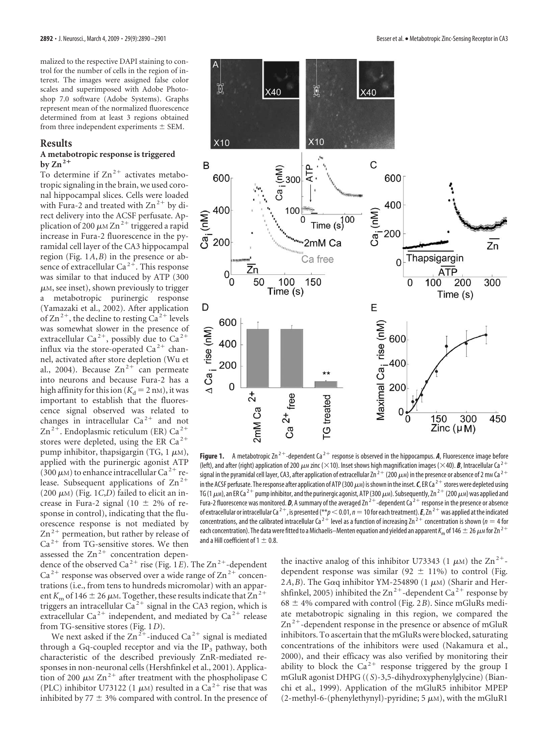malized to the respective DAPI staining to control for the number of cells in the region of interest. The images were assigned false color scales and superimposed with Adobe Photoshop 7.0 software (Adobe Systems). Graphs represent mean of the normalized fluorescence determined from at least 3 regions obtained from three independent experiments ± SEM.

## Results

### A metabotropic response is triggered by $Zn^{2+}$

To determine if $Zn^{2+}$ activates metabotropic signaling in the brain, we used coronal hippocampal slices. Cells were loaded with Fura-2 and treated with $Zn^{2+}$ by direct delivery into the ACSF perfusate. Application of 200 $\mu$M $Zn^{2+}$ triggered a rapid increase in Fura-2 fluorescence in the pyramidal cell layer of the CA3 hippocampal region (Fig. 1*A*,*B*) in the presence or absence of extracellular $Ca^{2+}$. This response was similar to that induced by ATP (300 $\mu$M, see inset), shown previously to trigger a metabotropic purinergic response (Yamazaki et al., 2002). After application of $Zn^{2+}$, the decline to resting $Ca^{2+}$ levels was somewhat slower in the presence of extracellular $Ca^{2+}$, possibly due to $Ca^{2+}$ influx via the store-operated $Ca^{2+}$ channel, activated after store depletion (Wu et al., 2004). Because $Zn^{2+}$ can permeate into neurons and because Fura-2 has a high affinity for this ion ($K_d$ = 2 nM), it was important to establish that the fluorescence signal observed was related to changes in intracellular $Ca^{2+}$ and not $Zn^{2+}$. Endoplasmic reticulum (ER) $Ca^{2+}$ stores were depleted, using the ER $Ca^{2+}$ pump inhibitor, thapsigargin (TG, 1 $\mu$M), applied with the purinergic agonist ATP (300 $\mu$M) to enhance intracellular $Ca^{2+}$ release. Subsequent applications of $Zn^{2+}$ (200 $\mu$M) (Fig. 1*C*,*D*) failed to elicit an increase in Fura-2 signal (10 ± 2% of response in control), indicating that the fluorescence response is not mediated by $Zn^{2+}$ permeation, but rather by release of $Ca^{2+}$ from TG-sensitive stores. We then assessed the $Zn^{2+}$ concentration dependence of the observed $Ca^{2+}$ rise (Fig. 1*E*). The $Zn^{2+}$-dependent $Ca^{2+}$ response was observed over a wide range of $Zn^{2+}$ concentrations (i.e., from tens to hundreds micromolar) with an apparent $K_m$ of 146 ± 26 $\mu$M. Together, these results indicate that $Zn^{2+}$ triggers an intracellular $Ca^{2+}$ signal in the CA3 region, which is extracellular $Ca^{2+}$ independent, and mediated by $Ca^{2+}$ release from TG-sensitive stores (Fig. 1*D*).

We next asked if the $Zn^{2+}$-induced $Ca^{2+}$ signal is mediated through a Gq-coupled receptor and via the $IP_3$ pathway, both characteristic of the described previously ZnR-mediated responses in non-neuronal cells (Hershfinkel et al., 2001). Application of 200 $\mu$M $Zn^{2+}$ after treatment with the phospholipase C (PLC) inhibitor U73122 (1 $\mu$M) resulted in a $Ca^{2+}$ rise that was inhibited by 77 ± 3% compared with control. In the presence of the inactive analog of this inhibitor U73343 (1 $\mu$M) the $Zn^{2+}$-dependent response was similar (92 ± 11%) to control (Fig. 2*A*,*B*). The Gαq inhibitor YM-254890 (1 $\mu$M) (Sharir and Hershfinkel, 2005) inhibited the $Zn^{2+}$-dependent $Ca^{2+}$ response by 68 ± 4% compared with control (Fig. 2*B*). Since mGluRs mediate metabotropic signaling in this region, we compared the $Zn^{2+}$-dependent response in the presence or absence of mGluR inhibitors. To ascertain that the mGluRs were blocked, saturating concentrations of the inhibitors were used (Nakamura et al., 2000), and their efficacy was also verified by monitoring their ability to block the $Ca^{2+}$ response triggered by the group I mGluR agonist DHPG ((*S*)-3,5-dihydroxyphenylglycine) (Bianchi et al., 1999). Application of the mGluR5 inhibitor MPEP (2-methyl-6-(phenylethynyl)-pyridine; 5 $\mu$M), with the mGluR1

**Figure 1.** A metabotropic $Zn^{2+}$-dependent $Ca^{2+}$ response is observed in the hippocampus. ***A***, Fluorescence image before (left), and after (right) application of 200 $\mu$M zinc (×10). Inset shows high magnification images (×40). ***B***, Intracellular $Ca^{2+}$ signal in the pyramidal cell layer, CA3, after application of extracellular $Zn^{2+}$ (200 $\mu$M) in the presence or absence of 2 mM $Ca^{2+}$ in the ACSF perfusate. The response after application of ATP (300 $\mu$M) is shown in the inset. ***C***, ER $Ca^{2+}$ stores were depleted using TG (1 $\mu$M), an ER $Ca^{2+}$ pump inhibitor, and the purinergic agonist, ATP (300 $\mu$M). Subsequently, $Zn^{2+}$ (200 $\mu$M) was applied and Fura-2 fluorescence was monitored. ***D***, A summary of the averaged $Zn^{2+}$-dependent $Ca^{2+}$ response in the presence or absence of extracellular or intracellular $Ca^{2+}$, is presented (**$p < 0.01$, $n$ = 10 for each treatment). ***E***, $Zn^{2+}$ was applied at the indicated concentrations, and the calibrated intracellular $Ca^{2+}$ level as a function of increasing $Zn^{2+}$ concentration is shown ($n$ = 4 for each concentration). The data were fitted to a Michaelis–Menten equation and yielded an apparent $K_m$ of 146 ± 26 $\mu$M for $Zn^{2+}$ and a Hill coefficient of 1 ± 0.8.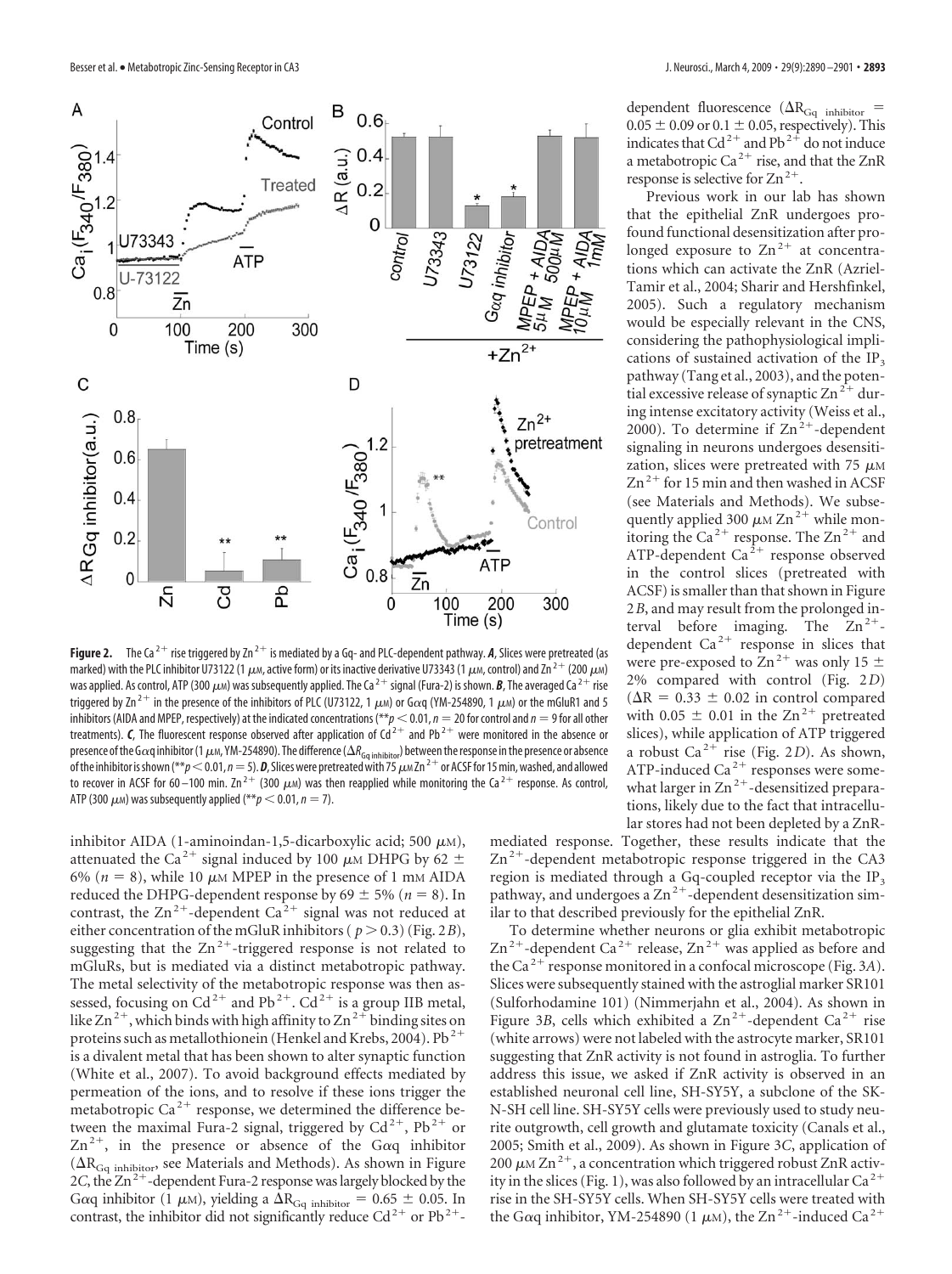**Figure 2.** The $Ca^{2+}$ rise triggered by $Zn^{2+}$ is mediated by a Gq- and PLC-dependent pathway. ***A***, Slices were pretreated (as marked) with the PLC inhibitor U73122 (1 μM, active form) or its inactive derivative U73343 (1 μM, control) and $Zn^{2+}$ (200 μM) was applied. As control, ATP (300 μM) was subsequently applied. The $Ca^{2+}$ signal (Fura-2) is shown. ***B***, The averaged $Ca^{2+}$ rise triggered by $Zn^{2+}$ in the presence of the inhibitors of PLC (U73122, 1 μM) or Gαq (YM-254890, 1 μM) or the mGluR1 and 5 inhibitors (AIDA and MPEP, respectively) at the indicated concentrations (** $p < 0.01$, $n = 20$ for control and $n = 9$ for all other treatments). ***C***, The fluorescent response observed after application of $Cd^{2+}$ and $Pb^{2+}$ were monitored in the absence or presence of the Gαq inhibitor (1 μM, YM-254890). The difference ($\Delta R_{Gq\ inhibitor}$) between the response in the presence or absence of the inhibitor is shown (** $p < 0.01$, $n = 5$). ***D***, Slices were pretreated with 75 μM $Zn^{2+}$ or ACSF for 15 min, washed, and allowed to recover in ACSF for 60–100 min. $Zn^{2+}$ (300 μM) was then reapplied while monitoring the $Ca^{2+}$ response. As control, ATP (300 μM) was subsequently applied (** $p < 0.01$, $n = 7$).

inhibitor AIDA (1-aminoindan-1,5-dicarboxylic acid; 500 μM), attenuated the $Ca^{2+}$ signal induced by 100 μM DHPG by 62 ± 6% ($n = 8$), while 10 μM MPEP in the presence of 1 mM AIDA reduced the DHPG-dependent response by 69 ± 5% ($n = 8$). In contrast, the $Zn^{2+}$-dependent $Ca^{2+}$ signal was not reduced at either concentration of the mGluR inhibitors ($p > 0.3$) (Fig. 2*B*), suggesting that the $Zn^{2+}$-triggered response is not related to mGluRs, but is mediated via a distinct metabotropic pathway. The metal selectivity of the metabotropic response was then assessed, focusing on $Cd^{2+}$ and $Pb^{2+}$. $Cd^{2+}$ is a group IIB metal, like $Zn^{2+}$, which binds with high affinity to $Zn^{2+}$ binding sites on proteins such as metallothionein (Henkel and Krebs, 2004). $Pb^{2+}$ is a divalent metal that has been shown to alter synaptic function (White et al., 2007). To avoid background effects mediated by permeation of the ions, and to resolve if these ions trigger the metabotropic $Ca^{2+}$ response, we determined the difference between the maximal Fura-2 signal, triggered by $Cd^{2+}$, $Pb^{2+}$ or $Zn^{2+}$, in the presence or absence of the Gαq inhibitor ($\Delta R_{Gq\ inhibitor}$, see Materials and Methods). As shown in Figure 2*C*, the $Zn^{2+}$-dependent Fura-2 response was largely blocked by the Gαq inhibitor (1 μM), yielding a $\Delta R_{Gq\ inhibitor} = 0.65 \pm 0.05$. In contrast, the inhibitor did not significantly reduce $Cd^{2+}$ or $Pb^{2+}$-dependent fluorescence ($\Delta R_{Gq\ inhibitor} = 0.05 \pm 0.09$ or $0.1 \pm 0.05$, respectively). This indicates that $Cd^{2+}$ and $Pb^{2+}$ do not induce a metabotropic $Ca^{2+}$ rise, and that the ZnR response is selective for $Zn^{2+}$.

Previous work in our lab has shown that the epithelial ZnR undergoes profound functional desensitization after prolonged exposure to $Zn^{2+}$ at concentrations which can activate the ZnR (Azriel-Tamir et al., 2004; Sharir and Hershfinkel, 2005). Such a regulatory mechanism would be especially relevant in the CNS, considering the pathophysiological implications of sustained activation of the $IP_3$ pathway (Tang et al., 2003), and the potential excessive release of synaptic $Zn^{2+}$ during intense excitatory activity (Weiss et al., 2000). To determine if $Zn^{2+}$-dependent signaling in neurons undergoes desensitization, slices were pretreated with 75 μM $Zn^{2+}$ for 15 min and then washed in ACSF (see Materials and Methods). We subsequently applied 300 μM $Zn^{2+}$ while monitoring the $Ca^{2+}$ response. The $Zn^{2+}$ and ATP-dependent $Ca^{2+}$ response observed in the control slices (pretreated with ACSF) is smaller than that shown in Figure 2*B*, and may result from the prolonged interval before imaging. The $Zn^{2+}$-dependent $Ca^{2+}$ response in slices that were pre-exposed to $Zn^{2+}$ was only 15 ± 2% compared with control (Fig. 2*D*) ($\Delta R = 0.33 \pm 0.02$ in control compared with $0.05 \pm 0.01$ in the $Zn^{2+}$ pretreated slices), while application of ATP triggered a robust $Ca^{2+}$ rise (Fig. 2*D*). As shown, ATP-induced $Ca^{2+}$ responses were somewhat larger in $Zn^{2+}$-desensitized preparations, likely due to the fact that intracellular stores had not been depleted by a ZnR-mediated response. Together, these results indicate that the $Zn^{2+}$-dependent metabotropic response triggered in the CA3 region is mediated through a Gq-coupled receptor via the $IP_3$ pathway, and undergoes a $Zn^{2+}$-dependent desensitization similar to that described previously for the epithelial ZnR.

To determine whether neurons or glia exhibit metabotropic $Zn^{2+}$-dependent $Ca^{2+}$ release, $Zn^{2+}$ was applied as before and the $Ca^{2+}$ response monitored in a confocal microscope (Fig. 3*A*). Slices were subsequently stained with the astroglial marker SR101 (Sulforhodamine 101) (Nimmerjahn et al., 2004). As shown in Figure 3*B*, cells which exhibited a $Zn^{2+}$-dependent $Ca^{2+}$ rise (white arrows) were not labeled with the astrocyte marker, SR101 suggesting that ZnR activity is not found in astroglia. To further address this issue, we asked if ZnR activity is observed in an established neuronal cell line, SH-SY5Y, a subclone of the SK-N-SH cell line. SH-SY5Y cells were previously used to study neurite outgrowth, cell growth and glutamate toxicity (Canals et al., 2005; Smith et al., 2009). As shown in Figure 3*C*, application of 200 μM $Zn^{2+}$, a concentration which triggered robust ZnR activity in the slices (Fig. 1), was also followed by an intracellular $Ca^{2+}$ rise in the SH-SY5Y cells. When SH-SY5Y cells were treated with the Gαq inhibitor, YM-254890 (1 μM), the $Zn^{2+}$-induced $Ca^{2+}$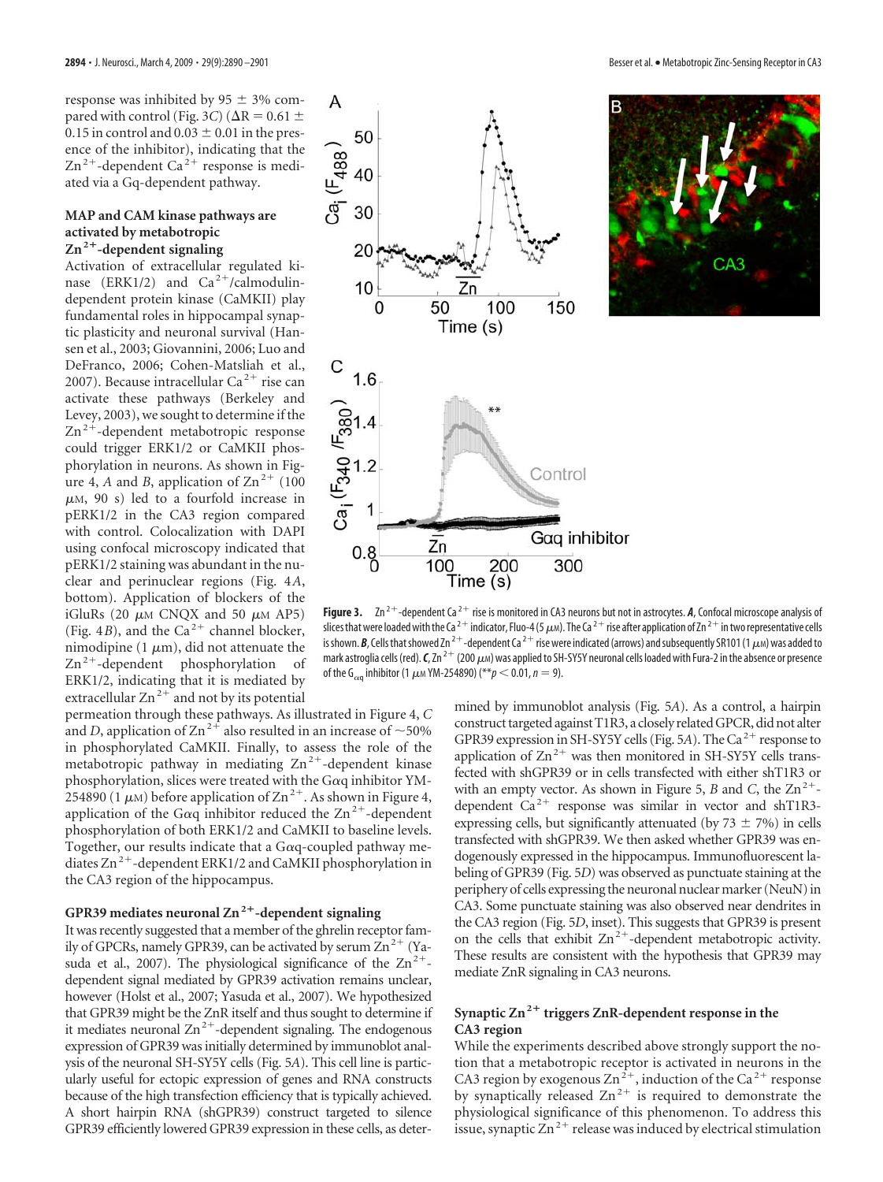response was inhibited by 95 ± 3% compared with control (Fig. 3*C*) (ΔR = 0.61 ± 0.15 in control and 0.03 ± 0.01 in the presence of the inhibitor), indicating that the $Zn^{2+}$-dependent $Ca^{2+}$ response is mediated via a Gq-dependent pathway.

### MAP and CAM kinase pathways are activated by metabotropic $Zn^{2+}$-dependent signaling

Activation of extracellular regulated kinase (ERK1/2) and $Ca^{2+}$/calmodulin-dependent protein kinase (CaMKII) play fundamental roles in hippocampal synaptic plasticity and neuronal survival (Hansen et al., 2003; Giovannini, 2006; Luo and DeFranco, 2006; Cohen-Matsliah et al., 2007). Because intracellular $Ca^{2+}$ rise can activate these pathways (Berkeley and Levey, 2003), we sought to determine if the $Zn^{2+}$-dependent metabotropic response could trigger ERK1/2 or CaMKII phosphorylation in neurons. As shown in Figure 4, *A* and *B*, application of $Zn^{2+}$ (100 μM, 90 s) led to a fourfold increase in pERK1/2 in the CA3 region compared with control. Colocalization with DAPI using confocal microscopy indicated that pERK1/2 staining was abundant in the nuclear and perinuclear regions (Fig. 4*A*, bottom). Application of blockers of the iGluRs (20 μM CNQX and 50 μM AP5) (Fig. 4*B*), and the $Ca^{2+}$ channel blocker, nimodipine (1 μm), did not attenuate the $Zn^{2+}$-dependent phosphorylation of ERK1/2, indicating that it is mediated by extracellular $Zn^{2+}$ and not by its potential permeation through these pathways. As illustrated in Figure 4, *C* and *D*, application of $Zn^{2+}$ also resulted in an increase of ~50% in phosphorylated CaMKII. Finally, to assess the role of the metabotropic pathway in mediating $Zn^{2+}$-dependent kinase phosphorylation, slices were treated with the Gαq inhibitor YM-254890 (1 μM) before application of $Zn^{2+}$. As shown in Figure 4, application of the Gαq inhibitor reduced the $Zn^{2+}$-dependent phosphorylation of both ERK1/2 and CaMKII to baseline levels. Together, our results indicate that a Gαq-coupled pathway mediates $Zn^{2+}$-dependent ERK1/2 and CaMKII phosphorylation in the CA3 region of the hippocampus.

### GPR39 mediates neuronal $Zn^{2+}$-dependent signaling

It was recently suggested that a member of the ghrelin receptor family of GPCRs, namely GPR39, can be activated by serum $Zn^{2+}$ (Yasuda et al., 2007). The physiological significance of the $Zn^{2+}$-dependent signal mediated by GPR39 activation remains unclear, however (Holst et al., 2007; Yasuda et al., 2007). We hypothesized that GPR39 might be the ZnR itself and thus sought to determine if it mediates neuronal $Zn^{2+}$-dependent signaling. The endogenous expression of GPR39 was initially determined by immunoblot analysis of the neuronal SH-SY5Y cells (Fig. 5*A*). This cell line is particularly useful for ectopic expression of genes and RNA constructs because of the high transfection efficiency that is typically achieved. A short hairpin RNA (shGPR39) construct targeted to silence GPR39 efficiently lowered GPR39 expression in these cells, as determined by immunoblot analysis (Fig. 5*A*). As a control, a hairpin construct targeted against T1R3, a closely related GPCR, did not alter GPR39 expression in SH-SY5Y cells (Fig. 5*A*). The $Ca^{2+}$ response to application of $Zn^{2+}$ was then monitored in SH-SY5Y cells transfected with shGPR39 or in cells transfected with either shT1R3 or with an empty vector. As shown in Figure 5, *B* and *C*, the $Zn^{2+}$-dependent $Ca^{2+}$ response was similar in vector and shT1R3-expressing cells, but significantly attenuated (by 73 ± 7%) in cells transfected with shGPR39. We then asked whether GPR39 was endogenously expressed in the hippocampus. Immunofluorescent labeling of GPR39 (Fig. 5*D*) was observed as punctuate staining at the periphery of cells expressing the neuronal nuclear marker (NeuN) in CA3. Some punctuate staining was also observed near dendrites in the CA3 region (Fig. 5*D*, inset). This suggests that GPR39 is present on the cells that exhibit $Zn^{2+}$-dependent metabotropic activity. These results are consistent with the hypothesis that GPR39 may mediate ZnR signaling in CA3 neurons.

**Figure 3.** $Zn^{2+}$-dependent $Ca^{2+}$ rise is monitored in CA3 neurons but not in astrocytes. ***A***, Confocal microscope analysis of slices that were loaded with the $Ca^{2+}$ indicator, Fluo-4 (5 μM). The $Ca^{2+}$ rise after application of $Zn^{2+}$ in two representative cells is shown. ***B***, Cells that showed $Zn^{2+}$-dependent $Ca^{2+}$ rise were indicated (arrows) and subsequently SR101 (1 μM) was added to mark astroglia cells (red). ***C***, $Zn^{2+}$ (200 μM) was applied to SH-SY5Y neuronal cells loaded with Fura-2 in the absence or presence of the $G_{\alpha q}$ inhibitor (1 μM YM-254890) (**$p < 0.01$, $n = 9$).

### Synaptic $Zn^{2+}$ triggers ZnR-dependent response in the CA3 region

While the experiments described above strongly support the notion that a metabotropic receptor is activated in neurons in the CA3 region by exogenous $Zn^{2+}$, induction of the $Ca^{2+}$ response by synaptically released $Zn^{2+}$ is required to demonstrate the physiological significance of this phenomenon. To address this issue, synaptic $Zn^{2+}$ release was induced by electrical stimulation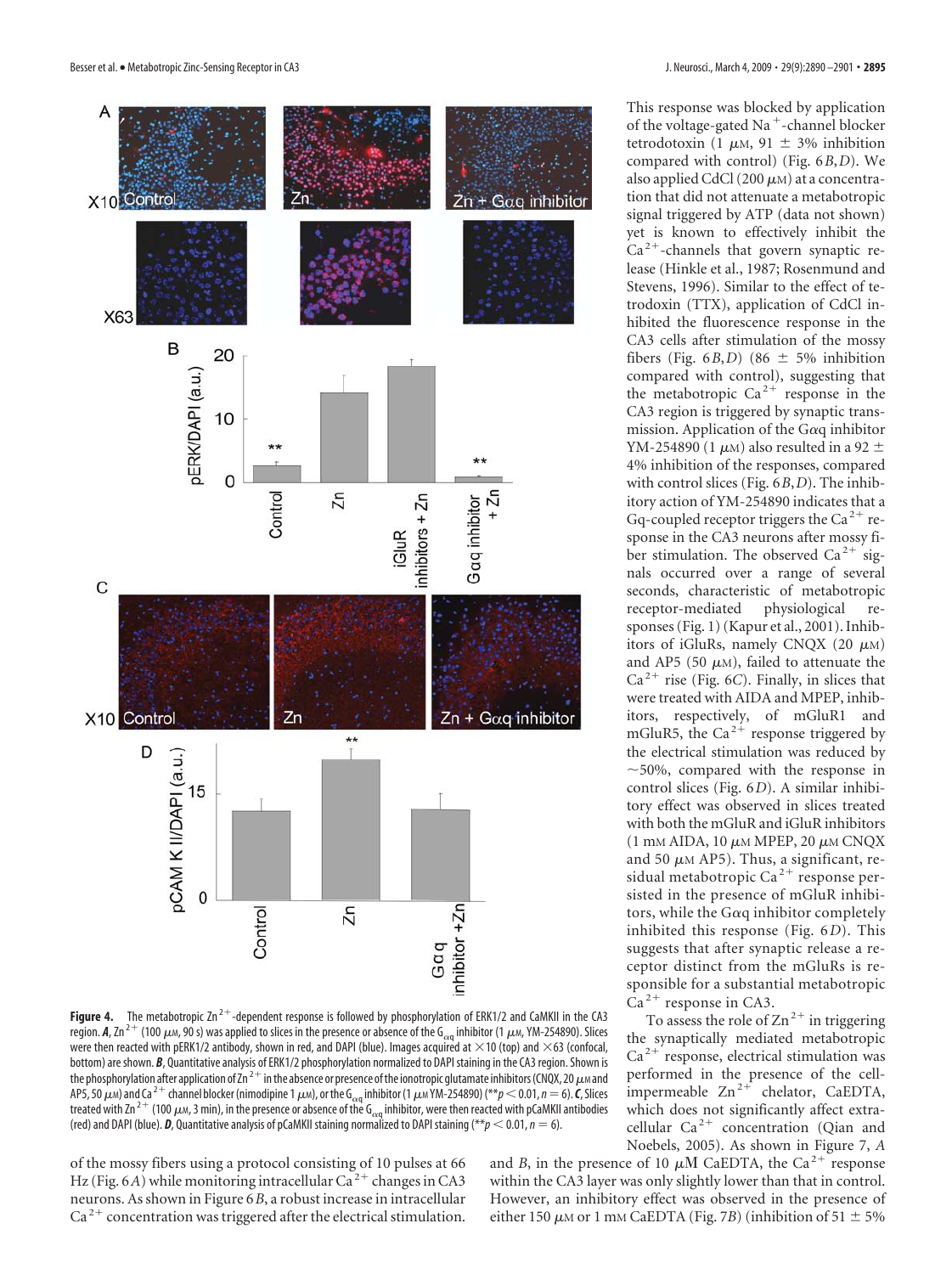**Figure 4.** The metabotropic $Zn^{2+}$-dependent response is followed by phosphorylation of ERK1/2 and CaMKII in the CA3 region. ***A***, $Zn^{2+}$ (100 $\mu$M, 90 s) was applied to slices in the presence or absence of the $G_{\alpha q}$ inhibitor (1 $\mu$M, YM-254890). Slices were then reacted with pERK1/2 antibody, shown in red, and DAPI (blue). Images acquired at ×10 (top) and ×63 (confocal, bottom) are shown. ***B***, Quantitative analysis of ERK1/2 phosphorylation normalized to DAPI staining in the CA3 region. Shown is the phosphorylation after application of $Zn^{2+}$ in the absence or presence of the ionotropic glutamate inhibitors (CNQX, 20 $\mu$M and AP5, 50 $\mu$M) and $Ca^{2+}$ channel blocker (nimodipine 1 $\mu$M), or the $G_{\alpha q}$ inhibitor (1 $\mu$M YM-254890) (**$p < 0.01$, $n = 6$). ***C***, Slices treated with $Zn^{2+}$ (100 $\mu$M, 3 min), in the presence or absence of the $G_{\alpha q}$ inhibitor, were then reacted with pCaMKII antibodies (red) and DAPI (blue). ***D***, Quantitative analysis of pCaMKII staining normalized to DAPI staining (**$p < 0.01$, $n = 6$).

of the mossy fibers using a protocol consisting of 10 pulses at 66 Hz (Fig. 6*A*) while monitoring intracellular $Ca^{2+}$ changes in CA3 neurons. As shown in Figure 6*B*, a robust increase in intracellular $Ca^{2+}$ concentration was triggered after the electrical stimulation. This response was blocked by application of the voltage-gated $Na^+$-channel blocker tetrodotoxin (1 $\mu$M, 91 ± 3% inhibition compared with control) (Fig. 6*B*,*D*). We also applied CdCl (200 $\mu$M) at a concentration that did not attenuate a metabotropic signal triggered by ATP (data not shown) yet is known to effectively inhibit the $Ca^{2+}$-channels that govern synaptic release (Hinkle et al., 1987; Rosenmund and Stevens, 1996). Similar to the effect of tetrodoxin (TTX), application of CdCl inhibited the fluorescence response in the CA3 cells after stimulation of the mossy fibers (Fig. 6*B*,*D*) (86 ± 5% inhibition compared with control), suggesting that the metabotropic $Ca^{2+}$ response in the CA3 region is triggered by synaptic transmission. Application of the Gαq inhibitor YM-254890 (1 $\mu$M) also resulted in a 92 ± 4% inhibition of the responses, compared with control slices (Fig. 6*B*,*D*). The inhibitory action of YM-254890 indicates that a Gq-coupled receptor triggers the $Ca^{2+}$ response in the CA3 neurons after mossy fiber stimulation. The observed $Ca^{2+}$ signals occurred over a range of several seconds, characteristic of metabotropic receptor-mediated physiological responses (Fig. 1) (Kapur et al., 2001). Inhibitors of iGluRs, namely CNQX (20 $\mu$M) and AP5 (50 $\mu$M), failed to attenuate the $Ca^{2+}$ rise (Fig. 6*C*). Finally, in slices that were treated with AIDA and MPEP, inhibitors, respectively, of mGluR1 and mGluR5, the $Ca^{2+}$ response triggered by the electrical stimulation was reduced by ~50%, compared with the response in control slices (Fig. 6*D*). A similar inhibitory effect was observed in slices treated with both the mGluR and iGluR inhibitors (1 mM AIDA, 10 $\mu$M MPEP, 20 $\mu$M CNQX and 50 $\mu$M AP5). Thus, a significant, residual metabotropic $Ca^{2+}$ response persisted in the presence of mGluR inhibitors, while the Gαq inhibitor completely inhibited this response (Fig. 6*D*). This suggests that after synaptic release a receptor distinct from the mGluRs is responsible for a substantial metabotropic $Ca^{2+}$ response in CA3.

To assess the role of $Zn^{2+}$ in triggering the synaptically mediated metabotropic $Ca^{2+}$ response, electrical stimulation was performed in the presence of the cell-impermeable $Zn^{2+}$ chelator, CaEDTA, which does not significantly affect extracellular $Ca^{2+}$ concentration (Qian and Noebels, 2005). As shown in Figure 7, *A* and *B*, in the presence of 10 $\mu$M CaEDTA, the $Ca^{2+}$ response within the CA3 layer was only slightly lower than that in control. However, an inhibitory effect was observed in the presence of either 150 $\mu$M or 1 mM CaEDTA (Fig. 7*B*) (inhibition of 51 ± 5%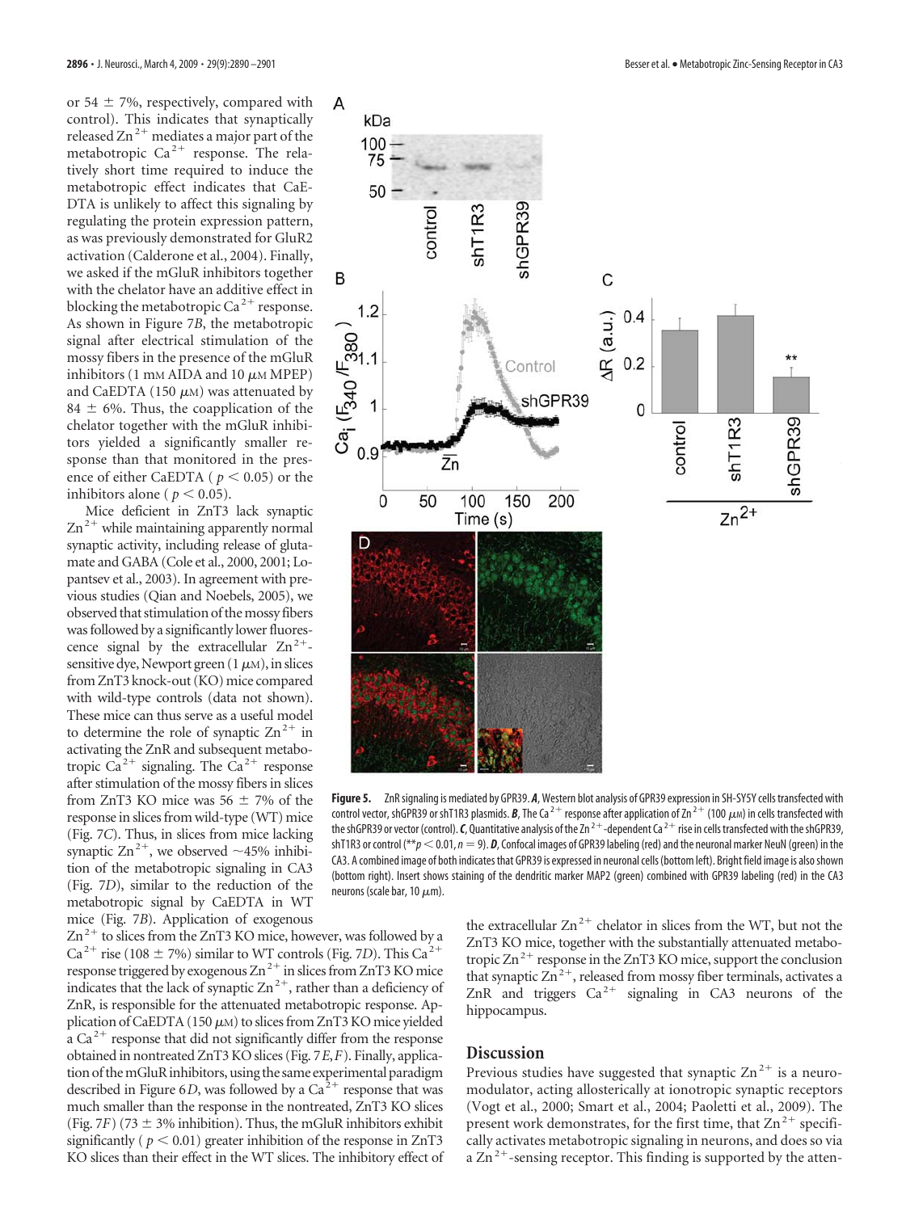or 54 ± 7%, respectively, compared with control). This indicates that synaptically released $Zn^{2+}$ mediates a major part of the metabotropic $Ca^{2+}$ response. The relatively short time required to induce the metabotropic effect indicates that CaEDTA is unlikely to affect this signaling by regulating the protein expression pattern, as was previously demonstrated for GluR2 activation (Calderone et al., 2004). Finally, we asked if the mGluR inhibitors together with the chelator have an additive effect in blocking the metabotropic $Ca^{2+}$ response. As shown in Figure 7*B*, the metabotropic signal after electrical stimulation of the mossy fibers in the presence of the mGluR inhibitors (1 mM AIDA and 10 μM MPEP) and CaEDTA (150 μM) was attenuated by 84 ± 6%. Thus, the coapplication of the chelator together with the mGluR inhibitors yielded a significantly smaller response than that monitored in the presence of either CaEDTA ($p < 0.05$) or the inhibitors alone ($p < 0.05$).

Mice deficient in ZnT3 lack synaptic $Zn^{2+}$ while maintaining apparently normal synaptic activity, including release of glutamate and GABA (Cole et al., 2000, 2001; Lopantsev et al., 2003). In agreement with previous studies (Qian and Noebels, 2005), we observed that stimulation of the mossy fibers was followed by a significantly lower fluorescence signal by the extracellular $Zn^{2+}$-sensitive dye, Newport green (1 μM), in slices from ZnT3 knock-out (KO) mice compared with wild-type controls (data not shown). These mice can thus serve as a useful model to determine the role of synaptic $Zn^{2+}$ in activating the ZnR and subsequent metabotropic $Ca^{2+}$ signaling. The $Ca^{2+}$ response after stimulation of the mossy fibers in slices from ZnT3 KO mice was 56 ± 7% of the response in slices from wild-type (WT) mice (Fig. 7*C*). Thus, in slices from mice lacking synaptic $Zn^{2+}$, we observed ~45% inhibition of the metabotropic signaling in CA3 (Fig. 7*D*), similar to the reduction of the metabotropic signal by CaEDTA in WT mice (Fig. 7*B*). Application of exogenous $Zn^{2+}$ to slices from the ZnT3 KO mice, however, was followed by a $Ca^{2+}$ rise (108 ± 7%) similar to WT controls (Fig. 7*D*). This $Ca^{2+}$ response triggered by exogenous $Zn^{2+}$ in slices from ZnT3 KO mice indicates that the lack of synaptic $Zn^{2+}$, rather than a deficiency of ZnR, is responsible for the attenuated metabotropic response. Application of CaEDTA (150 μM) to slices from ZnT3 KO mice yielded a $Ca^{2+}$ response that did not significantly differ from the response obtained in nontreated ZnT3 KO slices (Fig. 7*E*,*F*). Finally, application of the mGluR inhibitors, using the same experimental paradigm described in Figure 6*D*, was followed by a $Ca^{2+}$ response that was much smaller than the response in the nontreated, ZnT3 KO slices (Fig. 7*F*) (73 ± 3% inhibition). Thus, the mGluR inhibitors exhibit significantly ($p < 0.01$) greater inhibition of the response in ZnT3 KO slices than their effect in the WT slices. The inhibitory effect of the extracellular $Zn^{2+}$ chelator in slices from the WT, but not the ZnT3 KO mice, together with the substantially attenuated metabotropic $Zn^{2+}$ response in the ZnT3 KO mice, support the conclusion that synaptic $Zn^{2+}$, released from mossy fiber terminals, activates a ZnR and triggers $Ca^{2+}$ signaling in CA3 neurons of the hippocampus.

**Figure 5.** ZnR signaling is mediated by GPR39. ***A***, Western blot analysis of GPR39 expression in SH-SY5Y cells transfected with control vector, shGPR39 or shT1R3 plasmids. ***B***, The $Ca^{2+}$ response after application of $Zn^{2+}$ (100 μM) in cells transfected with the shGPR39 or vector (control). ***C***, Quantitative analysis of the $Zn^{2+}$-dependent $Ca^{2+}$ rise in cells transfected with the shGPR39, shT1R3 or control (**$p < 0.01$, $n = 9$). ***D***, Confocal images of GPR39 labeling (red) and the neuronal marker NeuN (green) in the CA3. A combined image of both indicates that GPR39 is expressed in neuronal cells (bottom left). Bright field image is also shown (bottom right). Insert shows staining of the dendritic marker MAP2 (green) combined with GPR39 labeling (red) in the CA3 neurons (scale bar, 10 μm).

## Discussion

Previous studies have suggested that synaptic $Zn^{2+}$ is a neuromodulator, acting allosterically at ionotropic synaptic receptors (Vogt et al., 2000; Smart et al., 2004; Paoletti et al., 2009). The present work demonstrates, for the first time, that $Zn^{2+}$ specifically activates metabotropic signaling in neurons, and does so via a $Zn^{2+}$-sensing receptor. This finding is supported by the atten-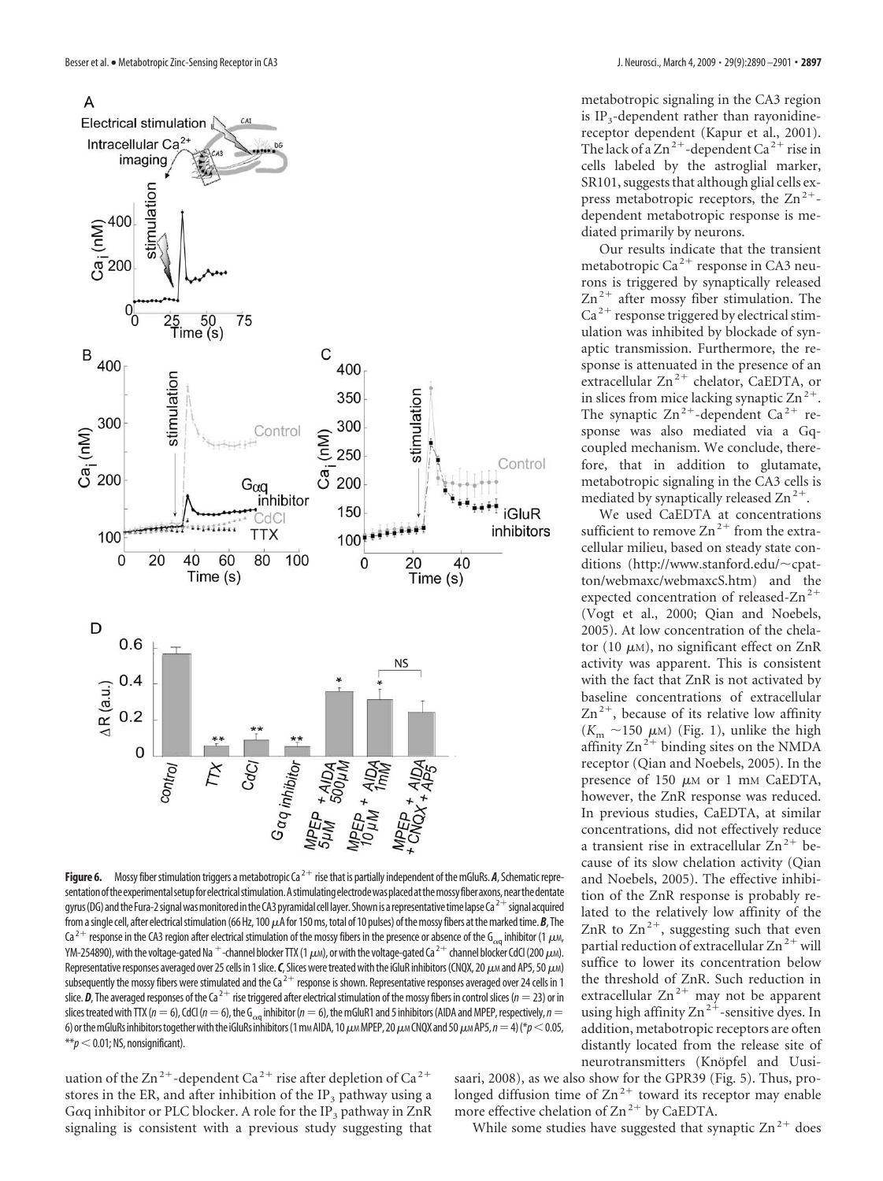**Figure 6.** Mossy fiber stimulation triggers a metabotropic $Ca^{2+}$ rise that is partially independent of the mGluRs. ***A***, Schematic representation of the experimental setup for electrical stimulation. A stimulating electrode was placed at the mossy fiber axons, near the dentate gyrus (DG) and the Fura-2 signal was monitored in the CA3 pyramidal cell layer. Shown is a representative time lapse $Ca^{2+}$ signal acquired from a single cell, after electrical stimulation (66 Hz, 100 $\mu$A for 150 ms, total of 10 pulses) of the mossy fibers at the marked time. ***B***, The $Ca^{2+}$ response in the CA3 region after electrical stimulation of the mossy fibers in the presence or absence of the $G_{\alpha q}$ inhibitor (1 $\mu$M, YM-254890), with the voltage-gated $Na^+$-channel blocker TTX (1 $\mu$M), or with the voltage-gated $Ca^{2+}$ channel blocker CdCl (200 $\mu$M). Representative responses averaged over 25 cells in 1 slice. ***C***, Slices were treated with the iGluR inhibitors (CNQX, 20 $\mu$M and AP5, 50 $\mu$M) subsequently the mossy fibers were stimulated and the $Ca^{2+}$ response is shown. Representative responses averaged over 24 cells in 1 slice. ***D***, The averaged responses of the $Ca^{2+}$ rise triggered after electrical stimulation of the mossy fibers in control slices ($n = 23$) or in slices treated with TTX ($n = 6$), CdCl ($n = 6$), the $G_{\alpha q}$ inhibitor ($n = 6$), the mGluR1 and 5 inhibitors (AIDA and MPEP, respectively, $n = 6$) or the mGluRs inhibitors together with the iGluRs inhibitors (1 mM AIDA, 10 $\mu$M MPEP, 20 $\mu$M CNQX and 50 $\mu$M AP5, $n = 4$) ($*p < 0.05$, $**p < 0.01$; NS, nonsignificant).

uation of the $Zn^{2+}$-dependent $Ca^{2+}$ rise after depletion of $Ca^{2+}$ stores in the ER, and after inhibition of the $IP_3$ pathway using a $G\alpha q$ inhibitor or PLC blocker. A role for the $IP_3$ pathway in ZnR signaling is consistent with a previous study suggesting that metabotropic signaling in the CA3 region is $IP_3$-dependent rather than rayonidine-receptor dependent (Kapur et al., 2001). The lack of a $Zn^{2+}$-dependent $Ca^{2+}$ rise in cells labeled by the astroglial marker, SR101, suggests that although glial cells express metabotropic receptors, the $Zn^{2+}$-dependent metabotropic response is mediated primarily by neurons.

Our results indicate that the transient metabotropic $Ca^{2+}$ response in CA3 neurons is triggered by synaptically released $Zn^{2+}$ after mossy fiber stimulation. The $Ca^{2+}$ response triggered by electrical stimulation was inhibited by blockade of synaptic transmission. Furthermore, the response is attenuated in the presence of an extracellular $Zn^{2+}$ chelator, CaEDTA, or in slices from mice lacking synaptic $Zn^{2+}$. The synaptic $Zn^{2+}$-dependent $Ca^{2+}$ response was also mediated via a Gq-coupled mechanism. We conclude, therefore, that in addition to glutamate, metabotropic signaling in the CA3 cells is mediated by synaptically released $Zn^{2+}$.

We used CaEDTA at concentrations sufficient to remove $Zn^{2+}$ from the extracellular milieu, based on steady state conditions (http://www.stanford.edu/~cpatton/webmaxc/webmaxcS.htm) and the expected concentration of released-$Zn^{2+}$ (Vogt et al., 2000; Qian and Noebels, 2005). At low concentration of the chelator (10 $\mu$M), no significant effect on ZnR activity was apparent. This is consistent with the fact that ZnR is not activated by baseline concentrations of extracellular $Zn^{2+}$, because of its relative low affinity ($K_m$ ~150 $\mu$M) (Fig. 1), unlike the high affinity $Zn^{2+}$ binding sites on the NMDA receptor (Qian and Noebels, 2005). In the presence of 150 $\mu$M or 1 mM CaEDTA, however, the ZnR response was reduced. In previous studies, CaEDTA, at similar concentrations, did not effectively reduce a transient rise in extracellular $Zn^{2+}$ because of its slow chelation activity (Qian and Noebels, 2005). The effective inhibition of the ZnR response is probably related to the relatively low affinity of the ZnR to $Zn^{2+}$, suggesting such that even partial reduction of extracellular $Zn^{2+}$ will suffice to lower its concentration below the threshold of ZnR. Such reduction in extracellular $Zn^{2+}$ may not be apparent using high affinity $Zn^{2+}$-sensitive dyes. In addition, metabotropic receptors are often distantly located from the release site of neurotransmitters (Knöpfel and Uusisaari, 2008), as we also show for the GPR39 (Fig. 5). Thus, prolonged diffusion time of $Zn^{2+}$ toward its receptor may enable more effective chelation of $Zn^{2+}$ by CaEDTA.

While some studies have suggested that synaptic $Zn^{2+}$ does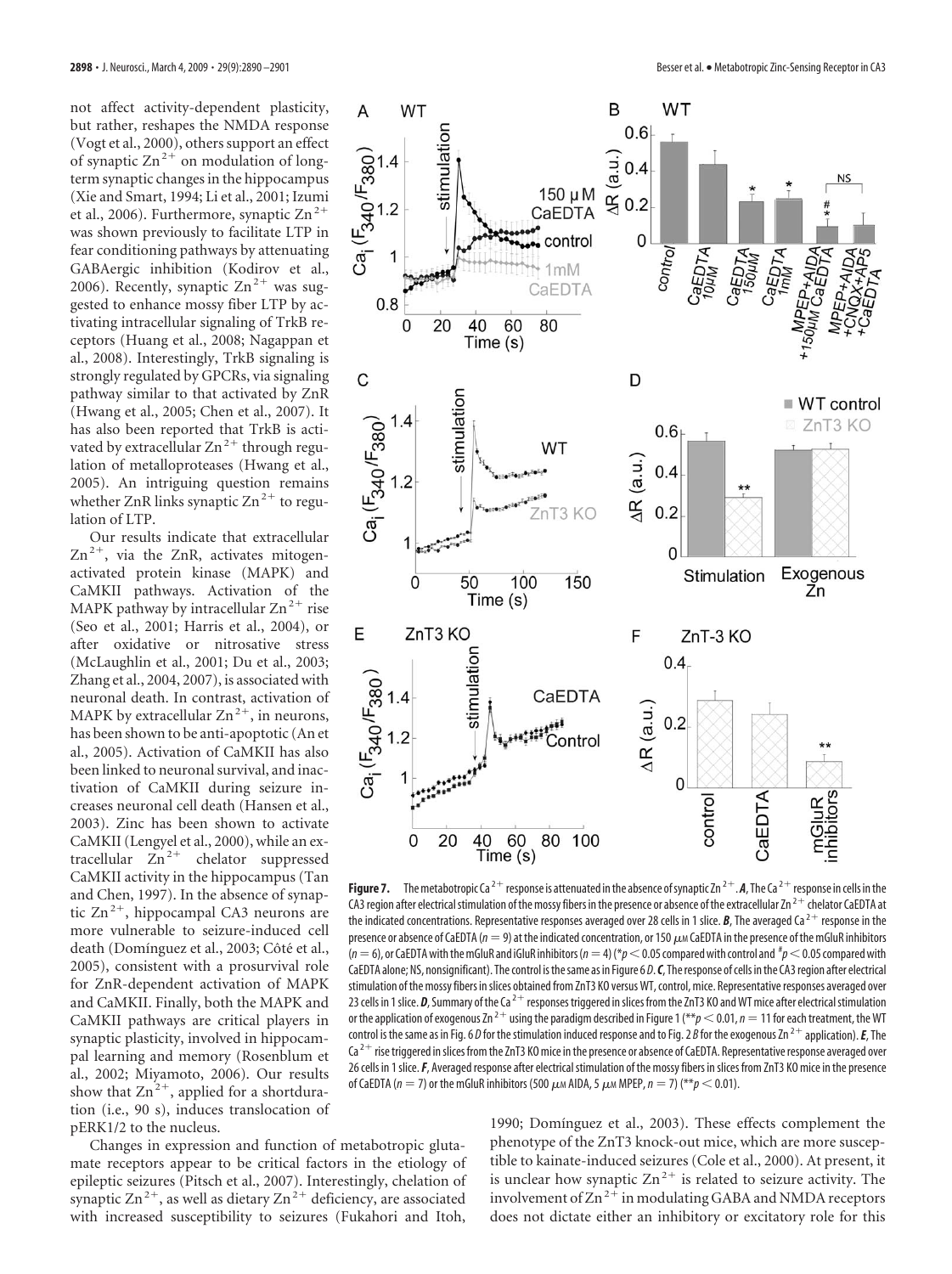not affect activity-dependent plasticity, but rather, reshapes the NMDA response (Vogt et al., 2000), others support an effect of synaptic $Zn^{2+}$ on modulation of long-term synaptic changes in the hippocampus (Xie and Smart, 1994; Li et al., 2001; Izumi et al., 2006). Furthermore, synaptic $Zn^{2+}$ was shown previously to facilitate LTP in fear conditioning pathways by attenuating GABAergic inhibition (Kodirov et al., 2006). Recently, synaptic $Zn^{2+}$ was suggested to enhance mossy fiber LTP by activating intracellular signaling of TrkB receptors (Huang et al., 2008; Nagappan et al., 2008). Interestingly, TrkB signaling is strongly regulated by GPCRs, via signaling pathway similar to that activated by ZnR (Hwang et al., 2005; Chen et al., 2007). It has also been reported that TrkB is activated by extracellular $Zn^{2+}$ through regulation of metalloproteases (Hwang et al., 2005). An intriguing question remains whether ZnR links synaptic $Zn^{2+}$ to regulation of LTP.

Our results indicate that extracellular $Zn^{2+}$, via the ZnR, activates mitogen-activated protein kinase (MAPK) and CaMKII pathways. Activation of the MAPK pathway by intracellular $Zn^{2+}$ rise (Seo et al., 2001; Harris et al., 2004), or after oxidative or nitrosative stress (McLaughlin et al., 2001; Du et al., 2003; Zhang et al., 2004, 2007), is associated with neuronal death. In contrast, activation of MAPK by extracellular $Zn^{2+}$, in neurons, has been shown to be anti-apoptotic (An et al., 2005). Activation of CaMKII has also been linked to neuronal survival, and inactivation of CaMKII during seizure increases neuronal cell death (Hansen et al., 2003). Zinc has been shown to activate CaMKII (Lengyel et al., 2000), while an extracellular $Zn^{2+}$ chelator suppressed CaMKII activity in the hippocampus (Tan and Chen, 1997). In the absence of synaptic $Zn^{2+}$, hippocampal CA3 neurons are more vulnerable to seizure-induced cell death (Domínguez et al., 2003; Côté et al., 2005), consistent with a prosurvival role for ZnR-dependent activation of MAPK and CaMKII. Finally, both the MAPK and CaMKII pathways are critical players in synaptic plasticity, involved in hippocampal learning and memory (Rosenblum et al., 2002; Miyamoto, 2006). Our results show that $Zn^{2+}$, applied for a shortduration (i.e., 90 s), induces translocation of pERK1/2 to the nucleus.

Changes in expression and function of metabotropic glutamate receptors appear to be critical factors in the etiology of epileptic seizures (Pitsch et al., 2007). Interestingly, chelation of synaptic $Zn^{2+}$, as well as dietary $Zn^{2+}$ deficiency, are associated with increased susceptibility to seizures (Fukahori and Itoh, 1990; Domínguez et al., 2003). These effects complement the phenotype of the ZnT3 knock-out mice, which are more susceptible to kainate-induced seizures (Cole et al., 2000). At present, it is unclear how synaptic $Zn^{2+}$ is related to seizure activity. The involvement of $Zn^{2+}$ in modulating GABA and NMDA receptors does not dictate either an inhibitory or excitatory role for this

**Figure 7.** The metabotropic $Ca^{2+}$ response is attenuated in the absence of synaptic $Zn^{2+}$. ***A***, The $Ca^{2+}$ response in cells in the CA3 region after electrical stimulation of the mossy fibers in the presence or absence of the extracellular $Zn^{2+}$ chelator CaEDTA at the indicated concentrations. Representative responses averaged over 28 cells in 1 slice. ***B***, The averaged $Ca^{2+}$ response in the presence or absence of CaEDTA ($n = 9$) at the indicated concentration, or 150 μM CaEDTA in the presence of the mGluR inhibitors ($n = 6$), or CaEDTA with the mGluR and iGluR inhibitors ($n = 4$) (*$p < 0.05$ compared with control and #$p < 0.05$ compared with CaEDTA alone; NS, nonsignificant). The control is the same as in Figure 6*D*. ***C***, The response of cells in the CA3 region after electrical stimulation of the mossy fibers in slices obtained from ZnT3 KO versus WT, control, mice. Representative responses averaged over 23 cells in 1 slice. ***D***, Summary of the $Ca^{2+}$ responses triggered in slices from the ZnT3 KO and WT mice after electrical stimulation or the application of exogenous $Zn^{2+}$ using the paradigm described in Figure 1 (**$p < 0.01$, $n = 11$ for each treatment, the WT control is the same as in Fig. 6*D* for the stimulation induced response and to Fig. 2*B* for the exogenous $Zn^{2+}$ application). ***E***, The $Ca^{2+}$ rise triggered in slices from the ZnT3 KO mice in the presence or absence of CaEDTA. Representative response averaged over 26 cells in 1 slice. ***F***, Averaged response after electrical stimulation of the mossy fibers in slices from ZnT3 KO mice in the presence of CaEDTA ($n = 7$) or the mGluR inhibitors (500 μM AIDA, 5 μM MPEP, $n = 7$) (**$p < 0.01$).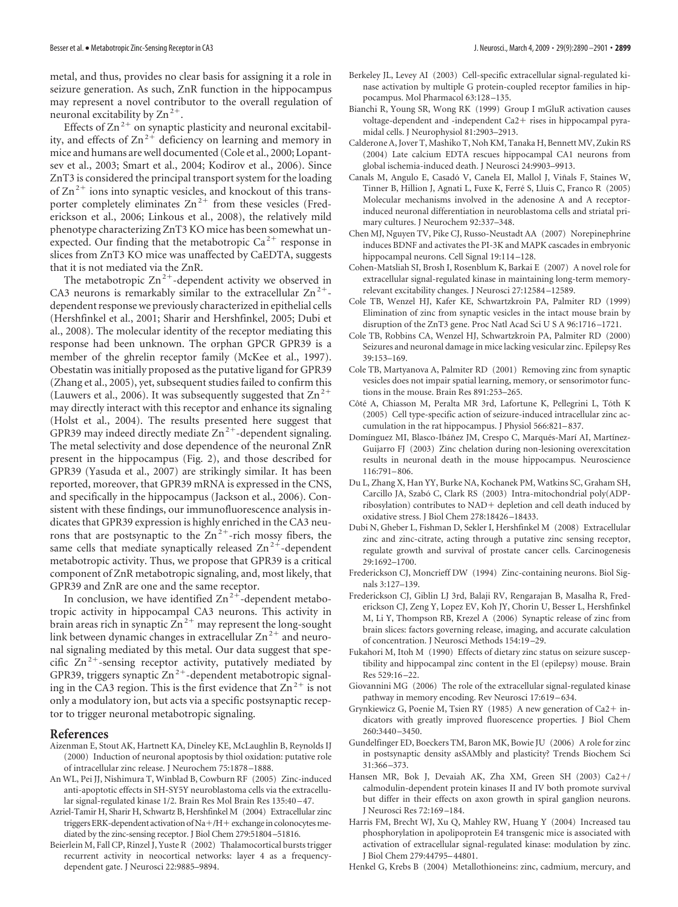metal, and thus, provides no clear basis for assigning it a role in seizure generation. As such, ZnR function in the hippocampus may represent a novel contributor to the overall regulation of neuronal excitability by $Zn^{2+}$.

Effects of $Zn^{2+}$ on synaptic plasticity and neuronal excitability, and effects of $Zn^{2+}$ deficiency on learning and memory in mice and humans are well documented (Cole et al., 2000; Lopantsev et al., 2003; Smart et al., 2004; Kodirov et al., 2006). Since ZnT3 is considered the principal transport system for the loading of $Zn^{2+}$ ions into synaptic vesicles, and knockout of this transporter completely eliminates $Zn^{2+}$ from these vesicles (Frederickson et al., 2006; Linkous et al., 2008), the relatively mild phenotype characterizing ZnT3 KO mice has been somewhat unexpected. Our finding that the metabotropic $Ca^{2+}$ response in slices from ZnT3 KO mice was unaffected by CaEDTA, suggests that it is not mediated via the ZnR.

The metabotropic $Zn^{2+}$-dependent activity we observed in CA3 neurons is remarkably similar to the extracellular $Zn^{2+}$-dependent response we previously characterized in epithelial cells (Hershfinkel et al., 2001; Sharir and Hershfinkel, 2005; Dubi et al., 2008). The molecular identity of the receptor mediating this response had been unknown. The orphan GPCR GPR39 is a member of the ghrelin receptor family (McKee et al., 1997). Obestatin was initially proposed as the putative ligand for GPR39 (Zhang et al., 2005), yet, subsequent studies failed to confirm this (Lauwers et al., 2006). It was subsequently suggested that $Zn^{2+}$ may directly interact with this receptor and enhance its signaling (Holst et al., 2004). The results presented here suggest that GPR39 may indeed directly mediate $Zn^{2+}$-dependent signaling. The metal selectivity and dose dependence of the neuronal ZnR present in the hippocampus (Fig. 2), and those described for GPR39 (Yasuda et al., 2007) are strikingly similar. It has been reported, moreover, that GPR39 mRNA is expressed in the CNS, and specifically in the hippocampus (Jackson et al., 2006). Consistent with these findings, our immunofluorescence analysis indicates that GPR39 expression is highly enriched in the CA3 neurons that are postsynaptic to the $Zn^{2+}$-rich mossy fibers, the same cells that mediate synaptically released $Zn^{2+}$-dependent metabotropic activity. Thus, we propose that GPR39 is a critical component of ZnR metabotropic signaling, and, most likely, that GPR39 and ZnR are one and the same receptor.

In conclusion, we have identified $Zn^{2+}$-dependent metabotropic activity in hippocampal CA3 neurons. This activity in brain areas rich in synaptic $Zn^{2+}$ may represent the long-sought link between dynamic changes in extracellular $Zn^{2+}$ and neuronal signaling mediated by this metal. Our data suggest that specific $Zn^{2+}$-sensing receptor activity, putatively mediated by GPR39, triggers synaptic $Zn^{2+}$-dependent metabotropic signaling in the CA3 region. This is the first evidence that $Zn^{2+}$ is not only a modulatory ion, but acts via a specific postsynaptic receptor to trigger neuronal metabotropic signaling.

## References

Aizenman E, Stout AK, Hartnett KA, Dineley KE, McLaughlin B, Reynolds IJ (2000) Induction of neuronal apoptosis by thiol oxidation: putative role of intracellular zinc release. J Neurochem 75:1878–1888.

An WL, Pei JJ, Nishimura T, Winblad B, Cowburn RF (2005) Zinc-induced anti-apoptotic effects in SH-SY5Y neuroblastoma cells via the extracellular signal-regulated kinase 1/2. Brain Res Mol Brain Res 135:40–47.

Azriel-Tamir H, Sharir H, Schwartz B, Hershfinkel M (2004) Extracellular zinc triggers ERK-dependent activation of Na+/H+ exchange in colonocytes mediated by the zinc-sensing receptor. J Biol Chem 279:51804–51816.

Beierlein M, Fall CP, Rinzel J, Yuste R (2002) Thalamocortical bursts trigger recurrent activity in neocortical networks: layer 4 as a frequency-dependent gate. J Neurosci 22:9885–9894.

Berkeley JL, Levey AI (2003) Cell-specific extracellular signal-regulated kinase activation by multiple G protein-coupled receptor families in hippocampus. Mol Pharmacol 63:128–135.

Bianchi R, Young SR, Wong RK (1999) Group I mGluR activation causes voltage-dependent and -independent Ca2+ rises in hippocampal pyramidal cells. J Neurophysiol 81:2903–2913.

Calderone A, Jover T, Mashiko T, Noh KM, Tanaka H, Bennett MV, Zukin RS (2004) Late calcium EDTA rescues hippocampal CA1 neurons from global ischemia-induced death. J Neurosci 24:9903–9913.

Canals M, Angulo E, Casadó V, Canela EI, Mallol J, Viñals F, Staines W, Tinner B, Hillion J, Agnati L, Fuxe K, Ferré S, Lluis C, Franco R (2005) Molecular mechanisms involved in the adenosine A and A receptor-induced neuronal differentiation in neuroblastoma cells and striatal primary cultures. J Neurochem 92:337–348.

Chen MJ, Nguyen TV, Pike CJ, Russo-Neustadt AA (2007) Norepinephrine induces BDNF and activates the PI-3K and MAPK cascades in embryonic hippocampal neurons. Cell Signal 19:114–128.

Cohen-Matsliah SI, Brosh I, Rosenblum K, Barkai E (2007) A novel role for extracellular signal-regulated kinase in maintaining long-term memory-relevant excitability changes. J Neurosci 27:12584–12589.

Cole TB, Wenzel HJ, Kafer KE, Schwartzkroin PA, Palmiter RD (1999) Elimination of zinc from synaptic vesicles in the intact mouse brain by disruption of the ZnT3 gene. Proc Natl Acad Sci U S A 96:1716–1721.

Cole TB, Robbins CA, Wenzel HJ, Schwartzkroin PA, Palmiter RD (2000) Seizures and neuronal damage in mice lacking vesicular zinc. Epilepsy Res 39:153–169.

Cole TB, Martyanova A, Palmiter RD (2001) Removing zinc from synaptic vesicles does not impair spatial learning, memory, or sensorimotor functions in the mouse. Brain Res 891:253–265.

Côté A, Chiasson M, Peralta MR 3rd, Lafortune K, Pellegrini L, Tóth K (2005) Cell type-specific action of seizure-induced intracellular zinc accumulation in the rat hippocampus. J Physiol 566:821–837.

Domínguez MI, Blasco-Ibáñez JM, Crespo C, Marqués-Marí AI, Martínez-Guijarro FJ (2003) Zinc chelation during non-lesioning overexcitation results in neuronal death in the mouse hippocampus. Neuroscience 116:791–806.

Du L, Zhang X, Han YY, Burke NA, Kochanek PM, Watkins SC, Graham SH, Carcillo JA, Szabó C, Clark RS (2003) Intra-mitochondrial poly(ADP-ribosylation) contributes to NAD+ depletion and cell death induced by oxidative stress. J Biol Chem 278:18426–18433.

Dubi N, Gheber L, Fishman D, Sekler I, Hershfinkel M (2008) Extracellular zinc and zinc-citrate, acting through a putative zinc sensing receptor, regulate growth and survival of prostate cancer cells. Carcinogenesis 29:1692–1700.

Frederickson CJ, Moncrieff DW (1994) Zinc-containing neurons. Biol Signals 3:127–139.

Frederickson CJ, Giblin LJ 3rd, Balaji RV, Rengarajan B, Masalha R, Frederickson CJ, Zeng Y, Lopez EV, Koh JY, Chorin U, Besser L, Hershfinkel M, Li Y, Thompson RB, Krezel A (2006) Synaptic release of zinc from brain slices: factors governing release, imaging, and accurate calculation of concentration. J Neurosci Methods 154:19–29.

Fukahori M, Itoh M (1990) Effects of dietary zinc status on seizure susceptibility and hippocampal zinc content in the El (epilepsy) mouse. Brain Res 529:16–22.

Giovannini MG (2006) The role of the extracellular signal-regulated kinase pathway in memory encoding. Rev Neurosci 17:619–634.

Grynkiewicz G, Poenie M, Tsien RY (1985) A new generation of Ca2+ indicators with greatly improved fluorescence properties. J Biol Chem 260:3440–3450.

Gundelfinger ED, Boeckers TM, Baron MK, Bowie JU (2006) A role for zinc in postsynaptic density asSAMbly and plasticity? Trends Biochem Sci 31:366–373.

Hansen MR, Bok J, Devaiah AK, Zha XM, Green SH (2003) Ca2+/calmodulin-dependent protein kinases II and IV both promote survival but differ in their effects on axon growth in spiral ganglion neurons. J Neurosci Res 72:169–184.

Harris FM, Brecht WJ, Xu Q, Mahley RW, Huang Y (2004) Increased tau phosphorylation in apolipoprotein E4 transgenic mice is associated with activation of extracellular signal-regulated kinase: modulation by zinc. J Biol Chem 279:44795–44801.

Henkel G, Krebs B (2004) Metallothioneins: zinc, cadmium, mercury, and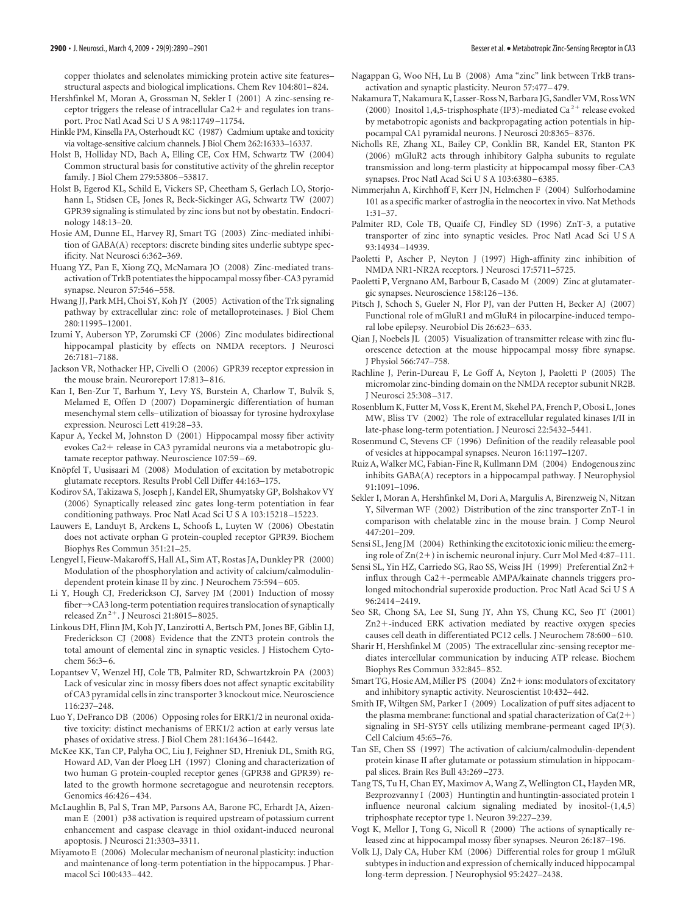copper thiolates and selenolates mimicking protein active site features–structural aspects and biological implications. Chem Rev 104:801–824.

Hershfinkel M, Moran A, Grossman N, Sekler I (2001) A zinc-sensing receptor triggers the release of intracellular Ca2+ and regulates ion transport. Proc Natl Acad Sci U S A 98:11749–11754.

Hinkle PM, Kinsella PA, Osterhoudt KC (1987) Cadmium uptake and toxicity via voltage-sensitive calcium channels. J Biol Chem 262:16333–16337.

Holst B, Holliday ND, Bach A, Elling CE, Cox HM, Schwartz TW (2004) Common structural basis for constitutive activity of the ghrelin receptor family. J Biol Chem 279:53806–53817.

Holst B, Egerod KL, Schild E, Vickers SP, Cheetham S, Gerlach LO, Storjohann L, Stidsen CE, Jones R, Beck-Sickinger AG, Schwartz TW (2007) GPR39 signaling is stimulated by zinc ions but not by obestatin. Endocrinology 148:13–20.

Hosie AM, Dunne EL, Harvey RJ, Smart TG (2003) Zinc-mediated inhibition of GABA(A) receptors: discrete binding sites underlie subtype specificity. Nat Neurosci 6:362–369.

Huang YZ, Pan E, Xiong ZQ, McNamara JO (2008) Zinc-mediated transactivation of TrkB potentiates the hippocampal mossy fiber-CA3 pyramid synapse. Neuron 57:546–558.

Hwang JJ, Park MH, Choi SY, Koh JY (2005) Activation of the Trk signaling pathway by extracellular zinc: role of metalloproteinases. J Biol Chem 280:11995–12001.

Izumi Y, Auberson YP, Zorumski CF (2006) Zinc modulates bidirectional hippocampal plasticity by effects on NMDA receptors. J Neurosci 26:7181–7188.

Jackson VR, Nothacker HP, Civelli O (2006) GPR39 receptor expression in the mouse brain. Neuroreport 17:813–816.

Kan I, Ben-Zur T, Barhum Y, Levy YS, Burstein A, Charlow T, Bulvik S, Melamed E, Offen D (2007) Dopaminergic differentiation of human mesenchymal stem cells–utilization of bioassay for tyrosine hydroxylase expression. Neurosci Lett 419:28–33.

Kapur A, Yeckel M, Johnston D (2001) Hippocampal mossy fiber activity evokes Ca2+ release in CA3 pyramidal neurons via a metabotropic glutamate receptor pathway. Neuroscience 107:59–69.

Knöpfel T, Uusisaari M (2008) Modulation of excitation by metabotropic glutamate receptors. Results Probl Cell Differ 44:163–175.

Kodirov SA, Takizawa S, Joseph J, Kandel ER, Shumyatsky GP, Bolshakov VY (2006) Synaptically released zinc gates long-term potentiation in fear conditioning pathways. Proc Natl Acad Sci U S A 103:15218–15223.

Lauwers E, Landuyt B, Arckens L, Schoofs L, Luyten W (2006) Obestatin does not activate orphan G protein-coupled receptor GPR39. Biochem Biophys Res Commun 351:21–25.

Lengyel I, Fieuw-Makaroff S, Hall AL, Sim AT, Rostas JA, Dunkley PR (2000) Modulation of the phosphorylation and activity of calcium/calmodulin-dependent protein kinase II by zinc. J Neurochem 75:594–605.

Li Y, Hough CJ, Frederickson CJ, Sarvey JM (2001) Induction of mossy fiber→CA3 long-term potentiation requires translocation of synaptically released $Zn^{2+}$. J Neurosci 21:8015–8025.

Linkous DH, Flinn JM, Koh JY, Lanzirotti A, Bertsch PM, Jones BF, Giblin LJ, Frederickson CJ (2008) Evidence that the ZNT3 protein controls the total amount of elemental zinc in synaptic vesicles. J Histochem Cytochem 56:3–6.

Lopantsev V, Wenzel HJ, Cole TB, Palmiter RD, Schwartzkroin PA (2003) Lack of vesicular zinc in mossy fibers does not affect synaptic excitability of CA3 pyramidal cells in zinc transporter 3 knockout mice. Neuroscience 116:237–248.

Luo Y, DeFranco DB (2006) Opposing roles for ERK1/2 in neuronal oxidative toxicity: distinct mechanisms of ERK1/2 action at early versus late phases of oxidative stress. J Biol Chem 281:16436–16442.

McKee KK, Tan CP, Palyha OC, Liu J, Feighner SD, Hreniuk DL, Smith RG, Howard AD, Van der Ploeg LH (1997) Cloning and characterization of two human G protein-coupled receptor genes (GPR38 and GPR39) related to the growth hormone secretagogue and neurotensin receptors. Genomics 46:426–434.

McLaughlin B, Pal S, Tran MP, Parsons AA, Barone FC, Erhardt JA, Aizenman E (2001) p38 activation is required upstream of potassium current enhancement and caspase cleavage in thiol oxidant-induced neuronal apoptosis. J Neurosci 21:3303–3311.

Miyamoto E (2006) Molecular mechanism of neuronal plasticity: induction and maintenance of long-term potentiation in the hippocampus. J Pharmacol Sci 100:433–442.

Nagappan G, Woo NH, Lu B (2008) Ama "zinc" link between TrkB transactivation and synaptic plasticity. Neuron 57:477–479.

Nakamura T, Nakamura K, Lasser-Ross N, Barbara JG, Sandler VM, Ross WN (2000) Inositol 1,4,5-trisphosphate (IP3)-mediated $Ca^{2+}$ release evoked by metabotropic agonists and backpropagating action potentials in hippocampal CA1 pyramidal neurons. J Neurosci 20:8365–8376.

Nicholls RE, Zhang XL, Bailey CP, Conklin BR, Kandel ER, Stanton PK (2006) mGluR2 acts through inhibitory Galpha subunits to regulate transmission and long-term plasticity at hippocampal mossy fiber-CA3 synapses. Proc Natl Acad Sci U S A 103:6380–6385.

Nimmerjahn A, Kirchhoff F, Kerr JN, Helmchen F (2004) Sulforhodamine 101 as a specific marker of astroglia in the neocortex in vivo. Nat Methods 1:31–37.

Palmiter RD, Cole TB, Quaife CJ, Findley SD (1996) ZnT-3, a putative transporter of zinc into synaptic vesicles. Proc Natl Acad Sci U S A 93:14934–14939.

Paoletti P, Ascher P, Neyton J (1997) High-affinity zinc inhibition of NMDA NR1-NR2A receptors. J Neurosci 17:5711–5725.

Paoletti P, Vergnano AM, Barbour B, Casado M (2009) Zinc at glutamatergic synapses. Neuroscience 158:126–136.

Pitsch J, Schoch S, Gueler N, Flor PJ, van der Putten H, Becker AJ (2007) Functional role of mGluR1 and mGluR4 in pilocarpine-induced temporal lobe epilepsy. Neurobiol Dis 26:623–633.

Qian J, Noebels JL (2005) Visualization of transmitter release with zinc fluorescence detection at the mouse hippocampal mossy fibre synapse. J Physiol 566:747–758.

Rachline J, Perin-Dureau F, Le Goff A, Neyton J, Paoletti P (2005) The micromolar zinc-binding domain on the NMDA receptor subunit NR2B. J Neurosci 25:308–317.

Rosenblum K, Futter M, Voss K, Erent M, Skehel PA, French P, Obosi L, Jones MW, Bliss TV (2002) The role of extracellular regulated kinases I/II in late-phase long-term potentiation. J Neurosci 22:5432–5441.

Rosenmund C, Stevens CF (1996) Definition of the readily releasable pool of vesicles at hippocampal synapses. Neuron 16:1197–1207.

Ruiz A, Walker MC, Fabian-Fine R, Kullmann DM (2004) Endogenous zinc inhibits GABA(A) receptors in a hippocampal pathway. J Neurophysiol 91:1091–1096.

Sekler I, Moran A, Hershfinkel M, Dori A, Margulis A, Birenzweig N, Nitzan Y, Silverman WF (2002) Distribution of the zinc transporter ZnT-1 in comparison with chelatable zinc in the mouse brain. J Comp Neurol 447:201–209.

Sensi SL, Jeng JM (2004) Rethinking the excitotoxic ionic milieu: the emerging role of Zn(2+) in ischemic neuronal injury. Curr Mol Med 4:87–111.

Sensi SL, Yin HZ, Carriedo SG, Rao SS, Weiss JH (1999) Preferential Zn2+ influx through Ca2+-permeable AMPA/kainate channels triggers prolonged mitochondrial superoxide production. Proc Natl Acad Sci U S A 96:2414–2419.

Seo SR, Chong SA, Lee SI, Sung JY, Ahn YS, Chung KC, Seo JT (2001) Zn2+-induced ERK activation mediated by reactive oxygen species causes cell death in differentiated PC12 cells. J Neurochem 78:600–610.

Sharir H, Hershfinkel M (2005) The extracellular zinc-sensing receptor mediates intercellular communication by inducing ATP release. Biochem Biophys Res Commun 332:845–852.

Smart TG, Hosie AM, Miller PS (2004) Zn2+ ions: modulators of excitatory and inhibitory synaptic activity. Neuroscientist 10:432–442.

Smith IF, Wiltgen SM, Parker I (2009) Localization of puff sites adjacent to the plasma membrane: functional and spatial characterization of Ca(2+) signaling in SH-SY5Y cells utilizing membrane-permeant caged IP(3). Cell Calcium 45:65–76.

Tan SE, Chen SS (1997) The activation of calcium/calmodulin-dependent protein kinase II after glutamate or potassium stimulation in hippocampal slices. Brain Res Bull 43:269–273.

Tang TS, Tu H, Chan EY, Maximov A, Wang Z, Wellington CL, Hayden MR, Bezprozvanny I (2003) Huntingtin and huntingtin-associated protein 1 influence neuronal calcium signaling mediated by inositol-(1,4,5) triphosphate receptor type 1. Neuron 39:227–239.

Vogt K, Mellor J, Tong G, Nicoll R (2000) The actions of synaptically released zinc at hippocampal mossy fiber synapses. Neuron 26:187–196.

Volk LJ, Daly CA, Huber KM (2006) Differential roles for group 1 mGluR subtypes in induction and expression of chemically induced hippocampal long-term depression. J Neurophysiol 95:2427–2438.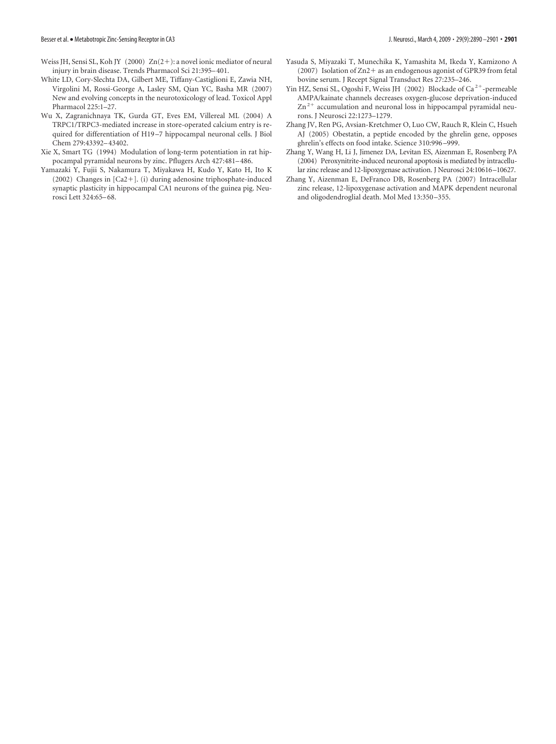Weiss JH, Sensi SL, Koh JY (2000) Zn(2+): a novel ionic mediator of neural injury in brain disease. Trends Pharmacol Sci 21:395–401.

White LD, Cory-Slechta DA, Gilbert ME, Tiffany-Castiglioni E, Zawia NH, Virgolini M, Rossi-George A, Lasley SM, Qian YC, Basha MR (2007) New and evolving concepts in the neurotoxicology of lead. Toxicol Appl Pharmacol 225:1–27.

Wu X, Zagranichnaya TK, Gurda GT, Eves EM, Villereal ML (2004) A TRPC1/TRPC3-mediated increase in store-operated calcium entry is required for differentiation of H19–7 hippocampal neuronal cells. J Biol Chem 279:43392–43402.

Xie X, Smart TG (1994) Modulation of long-term potentiation in rat hippocampal pyramidal neurons by zinc. Pflugers Arch 427:481–486.

Yamazaki Y, Fujii S, Nakamura T, Miyakawa H, Kudo Y, Kato H, Ito K (2002) Changes in [Ca2+]. (i) during adenosine triphosphate-induced synaptic plasticity in hippocampal CA1 neurons of the guinea pig. Neurosci Lett 324:65–68.

Yasuda S, Miyazaki T, Munechika K, Yamashita M, Ikeda Y, Kamizono A (2007) Isolation of Zn2+ as an endogenous agonist of GPR39 from fetal bovine serum. J Recept Signal Transduct Res 27:235–246.

Yin HZ, Sensi SL, Ogoshi F, Weiss JH (2002) Blockade of $Ca^{2+}$-permeable AMPA/kainate channels decreases oxygen-glucose deprivation-induced $Zn^{2+}$ accumulation and neuronal loss in hippocampal pyramidal neurons. J Neurosci 22:1273–1279.

Zhang JV, Ren PG, Avsian-Kretchmer O, Luo CW, Rauch R, Klein C, Hsueh AJ (2005) Obestatin, a peptide encoded by the ghrelin gene, opposes ghrelin's effects on food intake. Science 310:996–999.

Zhang Y, Wang H, Li J, Jimenez DA, Levitan ES, Aizenman E, Rosenberg PA (2004) Peroxynitrite-induced neuronal apoptosis is mediated by intracellular zinc release and 12-lipoxygenase activation. J Neurosci 24:10616–10627.

Zhang Y, Aizenman E, DeFranco DB, Rosenberg PA (2007) Intracellular zinc release, 12-lipoxygenase activation and MAPK dependent neuronal and oligodendroglial death. Mol Med 13:350–355.